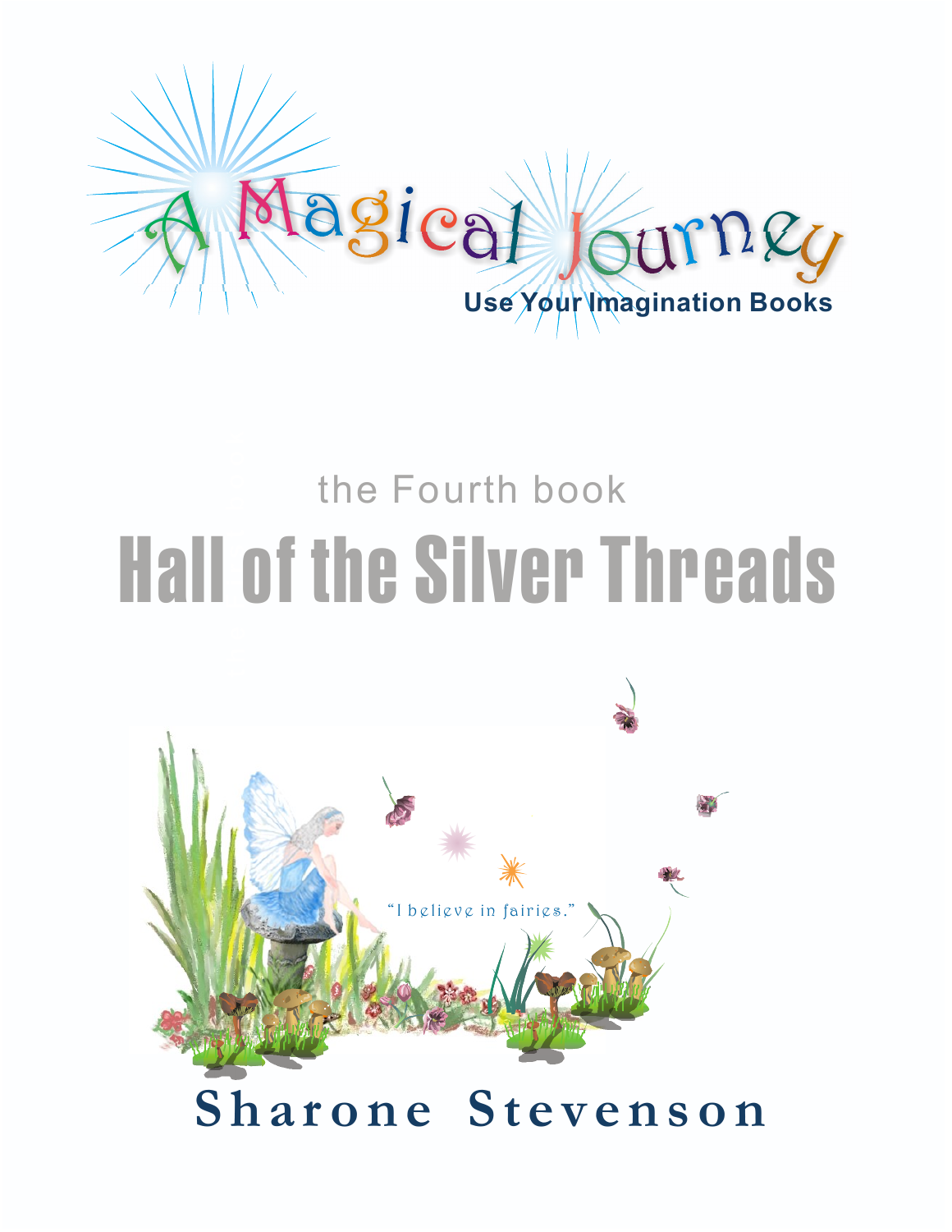# A Magical Journey

**Use Your Imagination Books**

the Fourth book

# Hall of the Silver Threads

"I believe in fairies."

**Sharone Stevenson**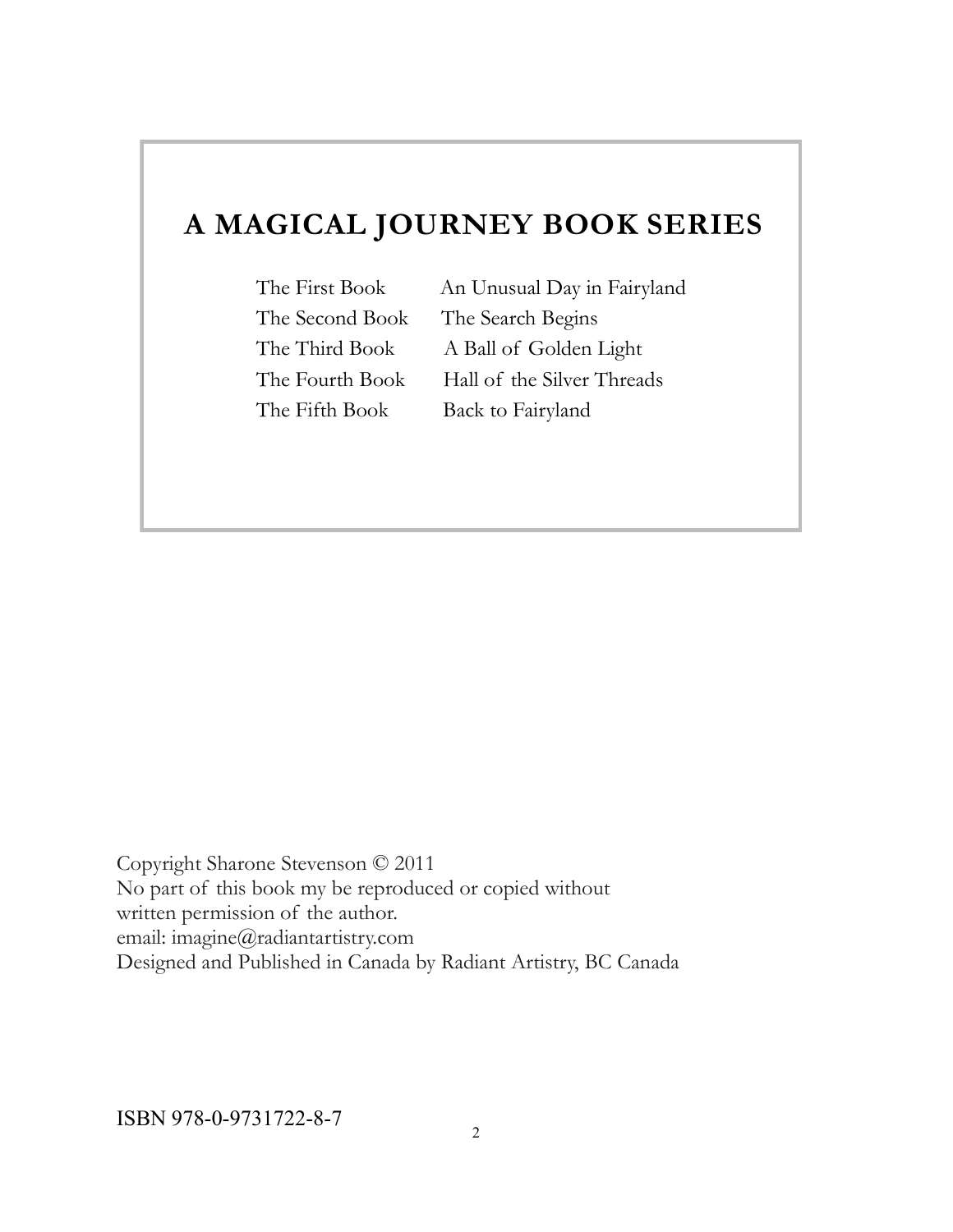## A MAGICAL JOURNEY BOOK SERIES

| | |
|---|---|
| The First Book | An Unusual Day in Fairyland |
| The Second Book | The Search Begins |
| The Third Book | A Ball of Golden Light |
| The Fourth Book | Hall of the Silver Threads |
| The Fifth Book | Back to Fairyland |

Copyright Sharone Stevenson © 2011
No part of this book my be reproduced or copied without
written permission of the author.
email: imagine@radiantartistry.com
Designed and Published in Canada by Radiant Artistry, BC Canada

ISBN 978-0-9731722-8-7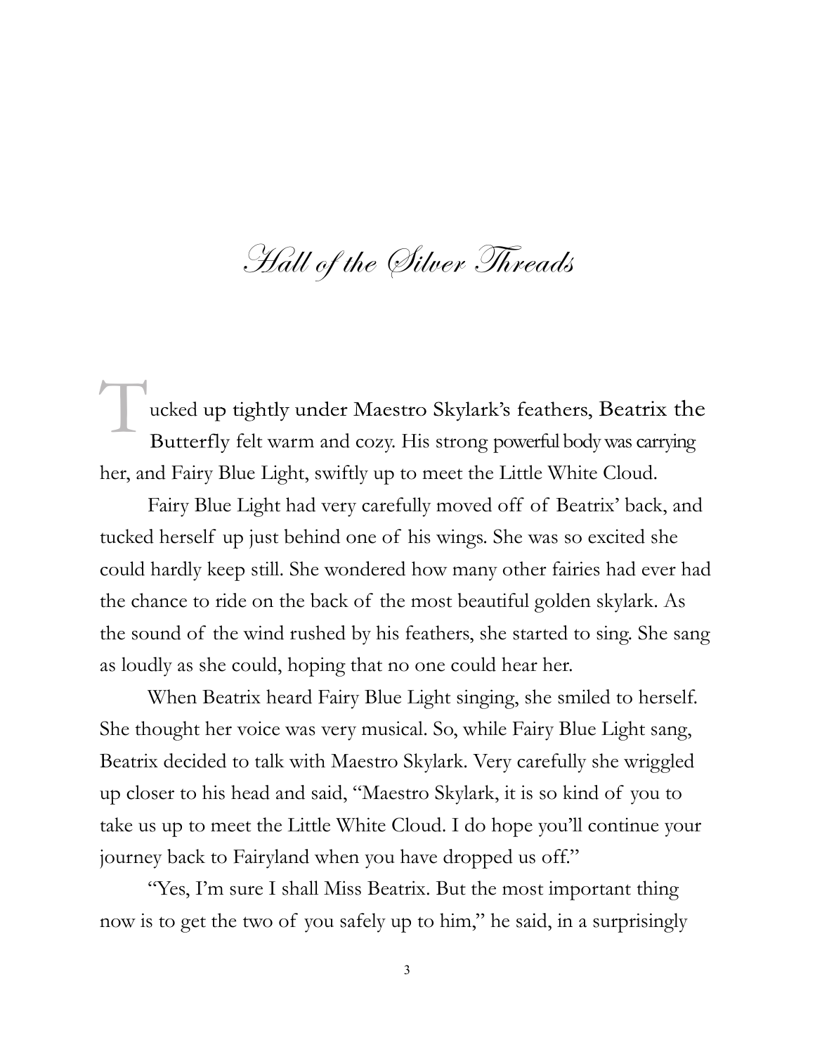# Hall of the Silver Threads

Tucked up tightly under Maestro Skylark's feathers, Beatrix the Butterfly felt warm and cozy. His strong powerful body was carrying her, and Fairy Blue Light, swiftly up to meet the Little White Cloud.

Fairy Blue Light had very carefully moved off of Beatrix' back, and tucked herself up just behind one of his wings. She was so excited she could hardly keep still. She wondered how many other fairies had ever had the chance to ride on the back of the most beautiful golden skylark. As the sound of the wind rushed by his feathers, she started to sing. She sang as loudly as she could, hoping that no one could hear her.

When Beatrix heard Fairy Blue Light singing, she smiled to herself. She thought her voice was very musical. So, while Fairy Blue Light sang, Beatrix decided to talk with Maestro Skylark. Very carefully she wriggled up closer to his head and said, "Maestro Skylark, it is so kind of you to take us up to meet the Little White Cloud. I do hope you'll continue your journey back to Fairyland when you have dropped us off."

"Yes, I'm sure I shall Miss Beatrix. But the most important thing now is to get the two of you safely up to him," he said, in a surprisingly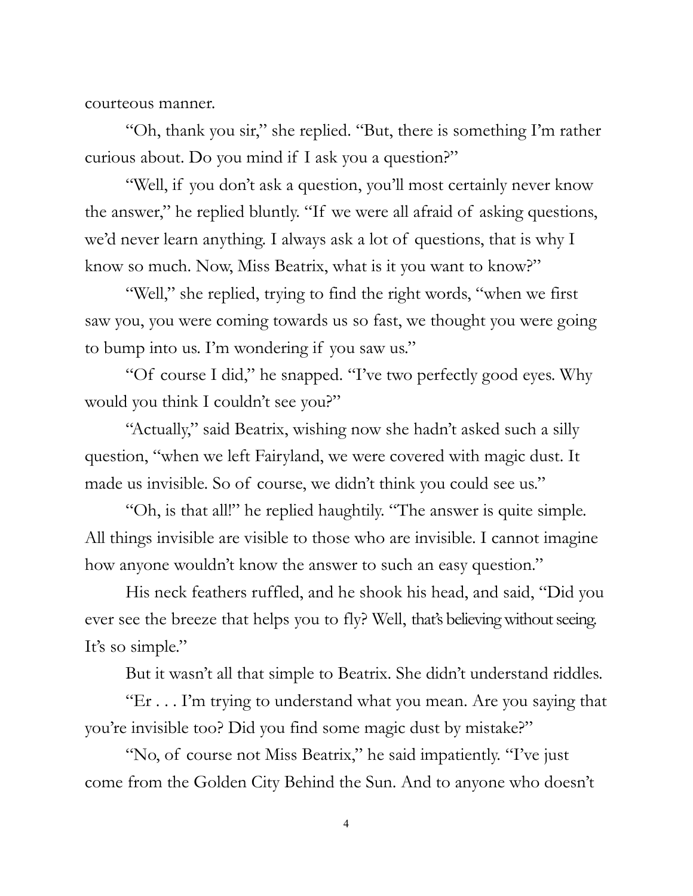courteous manner.

"Oh, thank you sir," she replied. "But, there is something I'm rather curious about. Do you mind if I ask you a question?"

"Well, if you don't ask a question, you'll most certainly never know the answer," he replied bluntly. "If we were all afraid of asking questions, we'd never learn anything. I always ask a lot of questions, that is why I know so much. Now, Miss Beatrix, what is it you want to know?"

"Well," she replied, trying to find the right words, "when we first saw you, you were coming towards us so fast, we thought you were going to bump into us. I'm wondering if you saw us."

"Of course I did," he snapped. "I've two perfectly good eyes. Why would you think I couldn't see you?"

"Actually," said Beatrix, wishing now she hadn't asked such a silly question, "when we left Fairyland, we were covered with magic dust. It made us invisible. So of course, we didn't think you could see us."

"Oh, is that all!" he replied haughtily. "The answer is quite simple. All things invisible are visible to those who are invisible. I cannot imagine how anyone wouldn't know the answer to such an easy question."

His neck feathers ruffled, and he shook his head, and said, "Did you ever see the breeze that helps you to fly? Well, that's believing without seeing. It's so simple."

But it wasn't all that simple to Beatrix. She didn't understand riddles.

"Er . . . I'm trying to understand what you mean. Are you saying that you're invisible too? Did you find some magic dust by mistake?"

"No, of course not Miss Beatrix," he said impatiently. "I've just come from the Golden City Behind the Sun. And to anyone who doesn't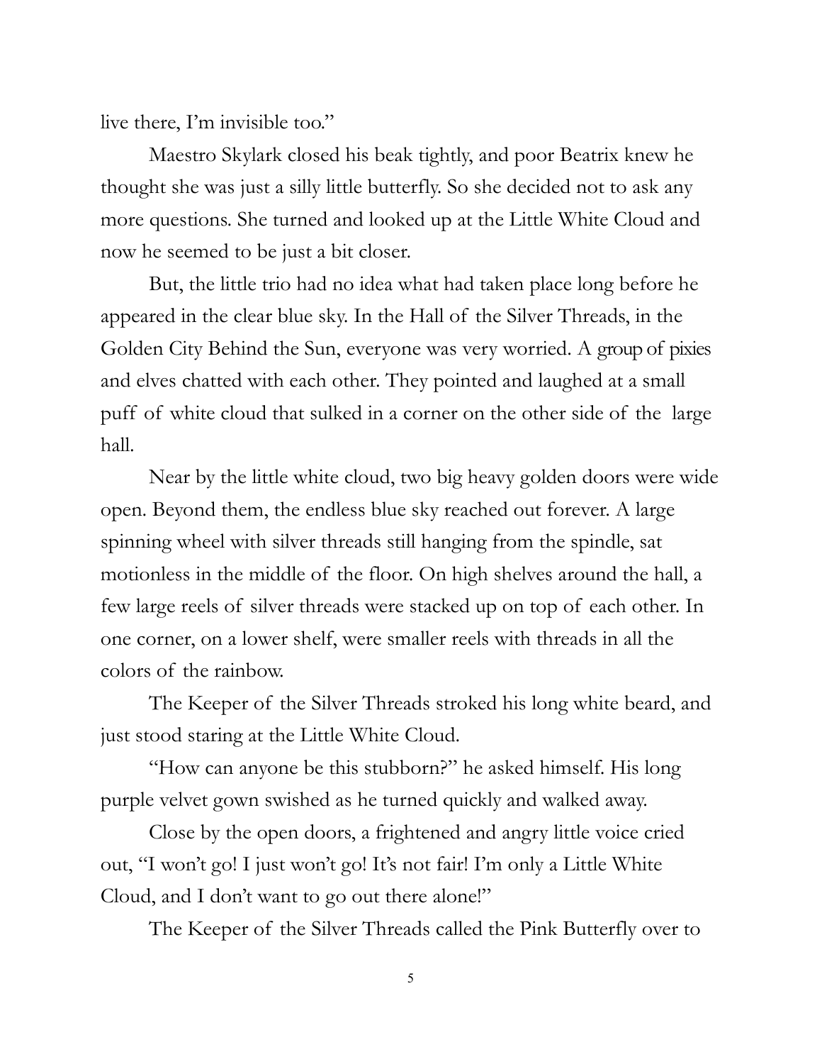live there, I'm invisible too."

Maestro Skylark closed his beak tightly, and poor Beatrix knew he thought she was just a silly little butterfly. So she decided not to ask any more questions. She turned and looked up at the Little White Cloud and now he seemed to be just a bit closer.

But, the little trio had no idea what had taken place long before he appeared in the clear blue sky. In the Hall of the Silver Threads, in the Golden City Behind the Sun, everyone was very worried. A group of pixies and elves chatted with each other. They pointed and laughed at a small puff of white cloud that sulked in a corner on the other side of the large hall.

Near by the little white cloud, two big heavy golden doors were wide open. Beyond them, the endless blue sky reached out forever. A large spinning wheel with silver threads still hanging from the spindle, sat motionless in the middle of the floor. On high shelves around the hall, a few large reels of silver threads were stacked up on top of each other. In one corner, on a lower shelf, were smaller reels with threads in all the colors of the rainbow.

The Keeper of the Silver Threads stroked his long white beard, and just stood staring at the Little White Cloud.

"How can anyone be this stubborn?" he asked himself. His long purple velvet gown swished as he turned quickly and walked away.

Close by the open doors, a frightened and angry little voice cried out, "I won't go! I just won't go! It's not fair! I'm only a Little White Cloud, and I don't want to go out there alone!"

The Keeper of the Silver Threads called the Pink Butterfly over to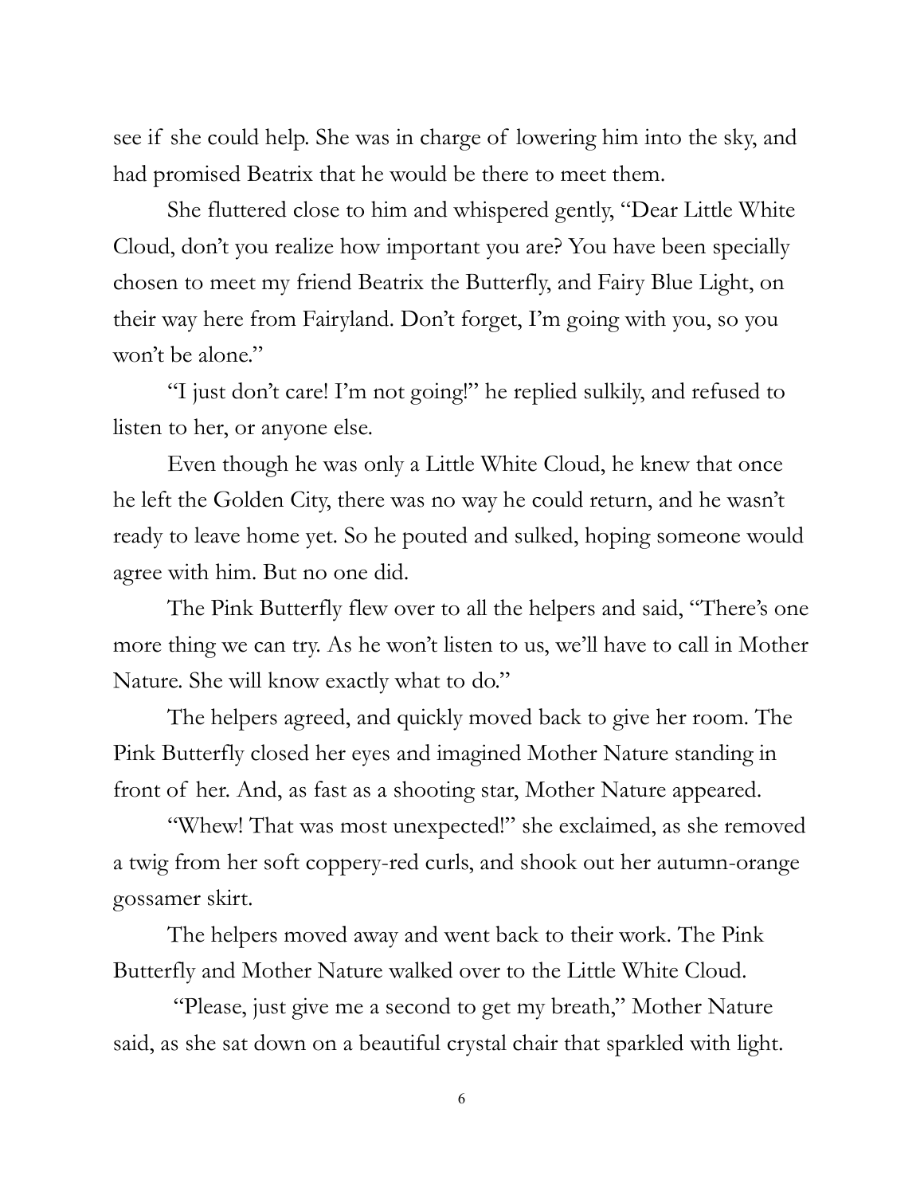see if she could help. She was in charge of lowering him into the sky, and had promised Beatrix that he would be there to meet them.

She fluttered close to him and whispered gently, "Dear Little White Cloud, don't you realize how important you are? You have been specially chosen to meet my friend Beatrix the Butterfly, and Fairy Blue Light, on their way here from Fairyland. Don't forget, I'm going with you, so you won't be alone."

"I just don't care! I'm not going!" he replied sulkily, and refused to listen to her, or anyone else.

Even though he was only a Little White Cloud, he knew that once he left the Golden City, there was no way he could return, and he wasn't ready to leave home yet. So he pouted and sulked, hoping someone would agree with him. But no one did.

The Pink Butterfly flew over to all the helpers and said, "There's one more thing we can try. As he won't listen to us, we'll have to call in Mother Nature. She will know exactly what to do."

The helpers agreed, and quickly moved back to give her room. The Pink Butterfly closed her eyes and imagined Mother Nature standing in front of her. And, as fast as a shooting star, Mother Nature appeared.

"Whew! That was most unexpected!" she exclaimed, as she removed a twig from her soft coppery-red curls, and shook out her autumn-orange gossamer skirt.

The helpers moved away and went back to their work. The Pink Butterfly and Mother Nature walked over to the Little White Cloud.

"Please, just give me a second to get my breath," Mother Nature said, as she sat down on a beautiful crystal chair that sparkled with light.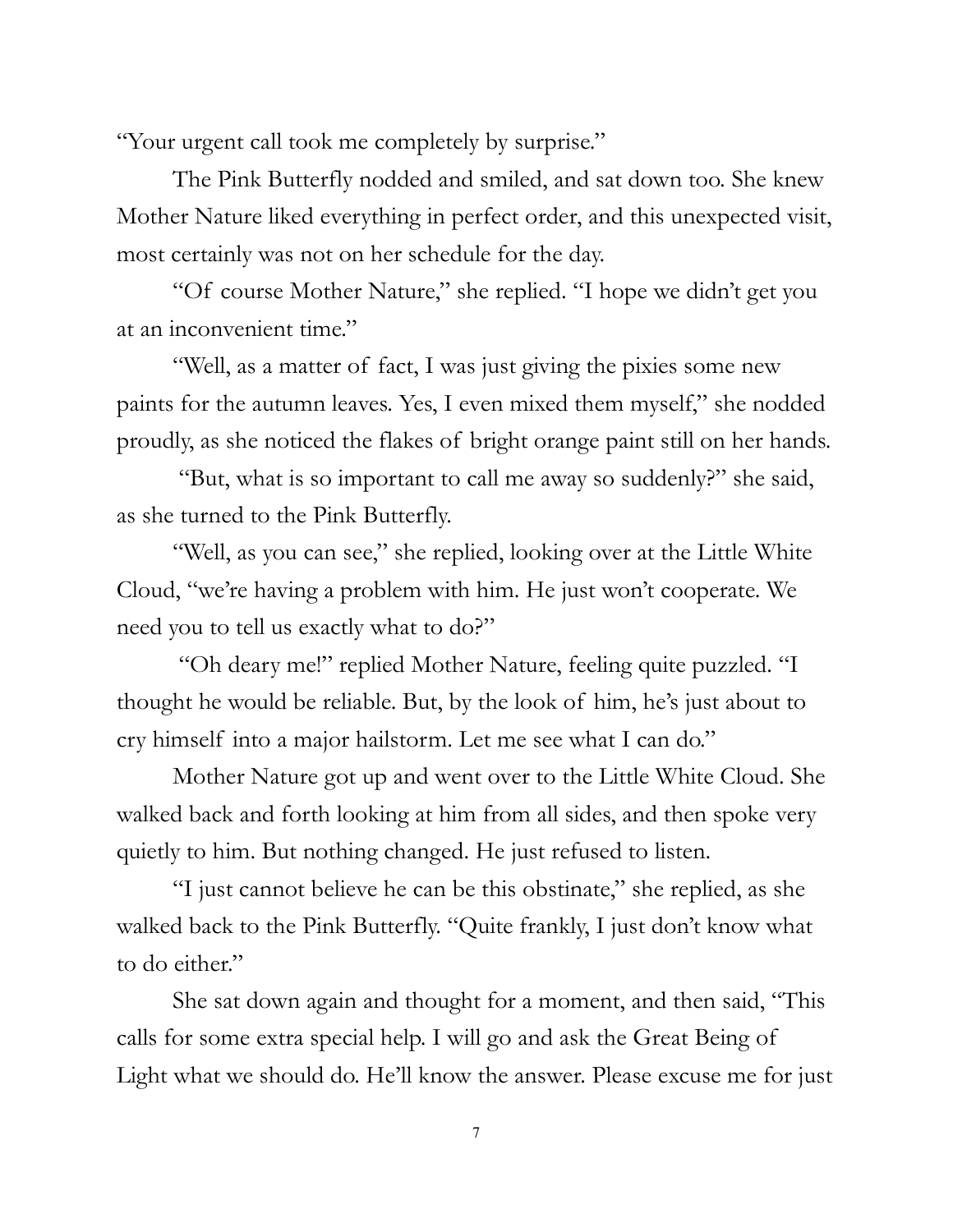"Your urgent call took me completely by surprise."

The Pink Butterfly nodded and smiled, and sat down too. She knew Mother Nature liked everything in perfect order, and this unexpected visit, most certainly was not on her schedule for the day.

"Of course Mother Nature," she replied. "I hope we didn't get you at an inconvenient time."

"Well, as a matter of fact, I was just giving the pixies some new paints for the autumn leaves. Yes, I even mixed them myself," she nodded proudly, as she noticed the flakes of bright orange paint still on her hands.

"But, what is so important to call me away so suddenly?" she said, as she turned to the Pink Butterfly.

"Well, as you can see," she replied, looking over at the Little White Cloud, "we're having a problem with him. He just won't cooperate. We need you to tell us exactly what to do?"

"Oh deary me!" replied Mother Nature, feeling quite puzzled. "I thought he would be reliable. But, by the look of him, he's just about to cry himself into a major hailstorm. Let me see what I can do."

Mother Nature got up and went over to the Little White Cloud. She walked back and forth looking at him from all sides, and then spoke very quietly to him. But nothing changed. He just refused to listen.

"I just cannot believe he can be this obstinate," she replied, as she walked back to the Pink Butterfly. "Quite frankly, I just don't know what to do either."

She sat down again and thought for a moment, and then said, "This calls for some extra special help. I will go and ask the Great Being of Light what we should do. He'll know the answer. Please excuse me for just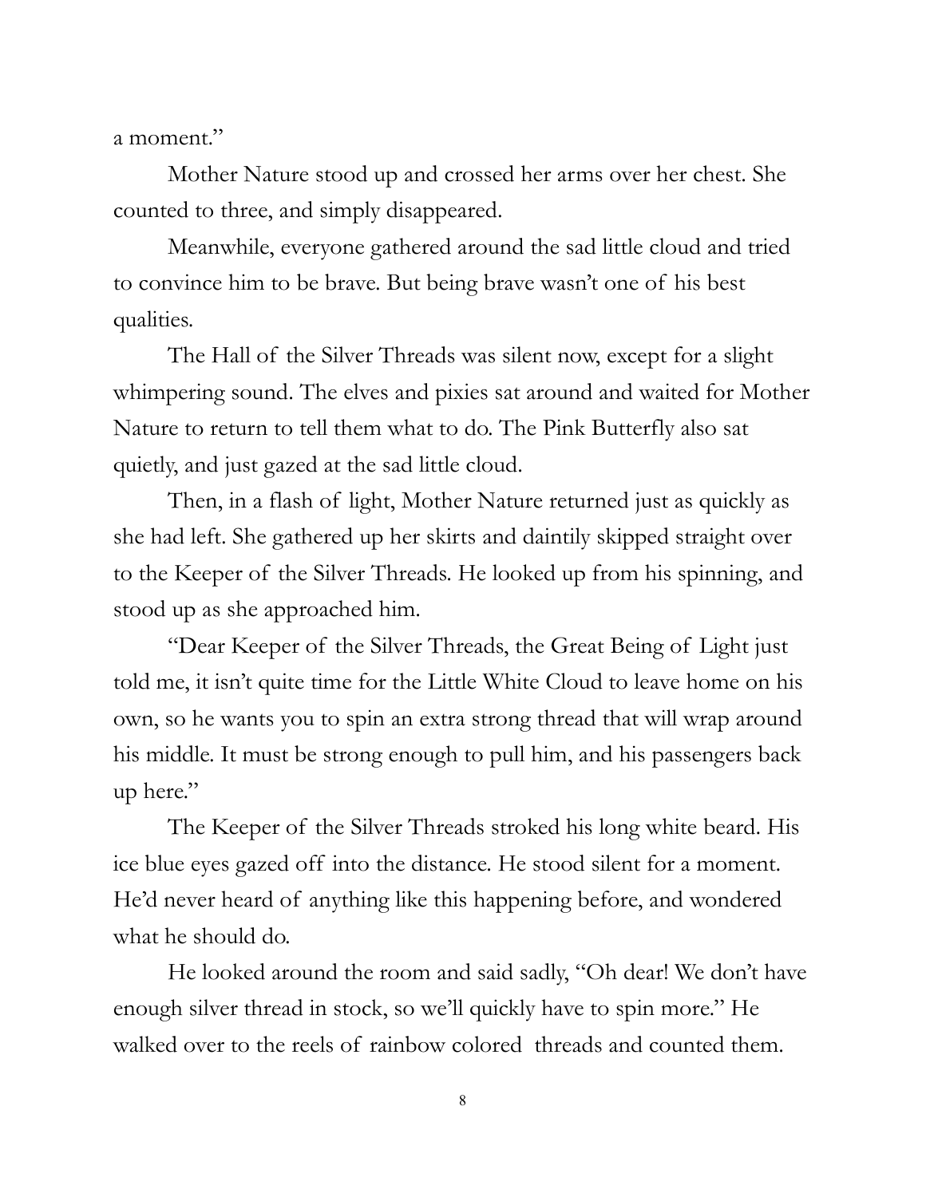a moment."

Mother Nature stood up and crossed her arms over her chest. She counted to three, and simply disappeared.

Meanwhile, everyone gathered around the sad little cloud and tried to convince him to be brave. But being brave wasn't one of his best qualities.

The Hall of the Silver Threads was silent now, except for a slight whimpering sound. The elves and pixies sat around and waited for Mother Nature to return to tell them what to do. The Pink Butterfly also sat quietly, and just gazed at the sad little cloud.

Then, in a flash of light, Mother Nature returned just as quickly as she had left. She gathered up her skirts and daintily skipped straight over to the Keeper of the Silver Threads. He looked up from his spinning, and stood up as she approached him.

"Dear Keeper of the Silver Threads, the Great Being of Light just told me, it isn't quite time for the Little White Cloud to leave home on his own, so he wants you to spin an extra strong thread that will wrap around his middle. It must be strong enough to pull him, and his passengers back up here."

The Keeper of the Silver Threads stroked his long white beard. His ice blue eyes gazed off into the distance. He stood silent for a moment. He'd never heard of anything like this happening before, and wondered what he should do.

He looked around the room and said sadly, "Oh dear! We don't have enough silver thread in stock, so we'll quickly have to spin more." He walked over to the reels of rainbow colored threads and counted them.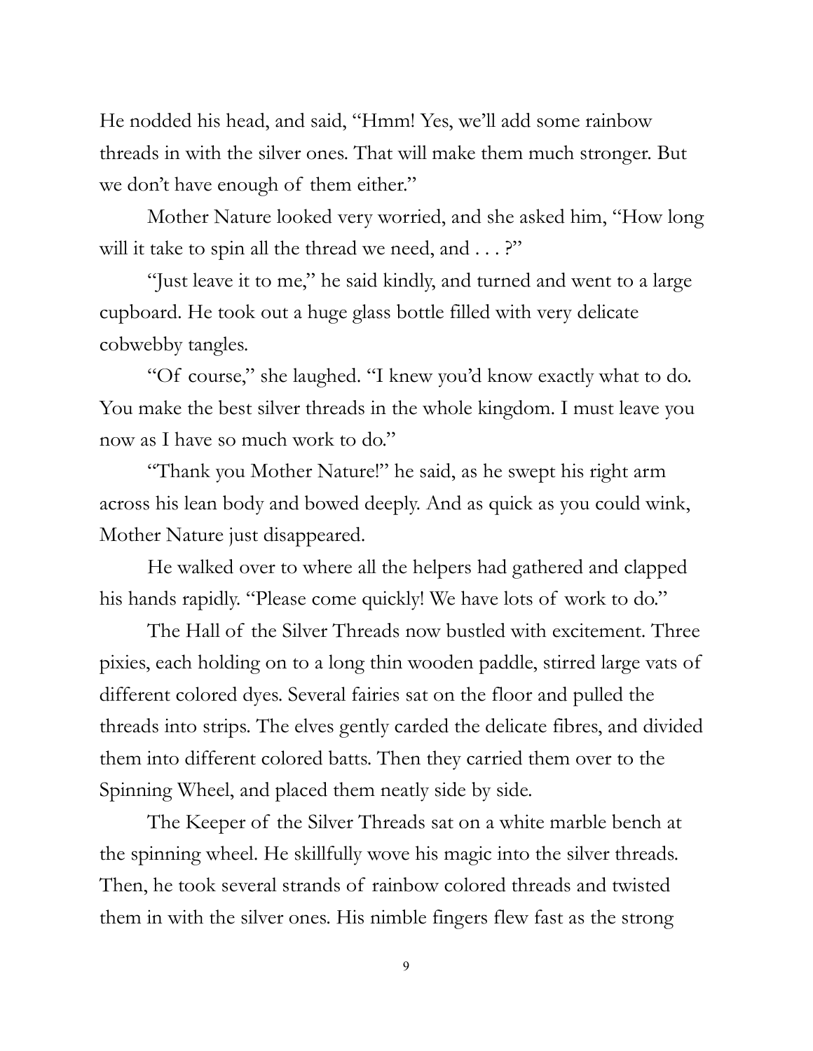He nodded his head, and said, "Hmm! Yes, we'll add some rainbow threads in with the silver ones. That will make them much stronger. But we don't have enough of them either."

Mother Nature looked very worried, and she asked him, "How long will it take to spin all the thread we need, and . . . ?"

"Just leave it to me," he said kindly, and turned and went to a large cupboard. He took out a huge glass bottle filled with very delicate cobwebby tangles.

"Of course," she laughed. "I knew you'd know exactly what to do. You make the best silver threads in the whole kingdom. I must leave you now as I have so much work to do."

"Thank you Mother Nature!" he said, as he swept his right arm across his lean body and bowed deeply. And as quick as you could wink, Mother Nature just disappeared.

He walked over to where all the helpers had gathered and clapped his hands rapidly. "Please come quickly! We have lots of work to do."

The Hall of the Silver Threads now bustled with excitement. Three pixies, each holding on to a long thin wooden paddle, stirred large vats of different colored dyes. Several fairies sat on the floor and pulled the threads into strips. The elves gently carded the delicate fibres, and divided them into different colored batts. Then they carried them over to the Spinning Wheel, and placed them neatly side by side.

The Keeper of the Silver Threads sat on a white marble bench at the spinning wheel. He skillfully wove his magic into the silver threads. Then, he took several strands of rainbow colored threads and twisted them in with the silver ones. His nimble fingers flew fast as the strong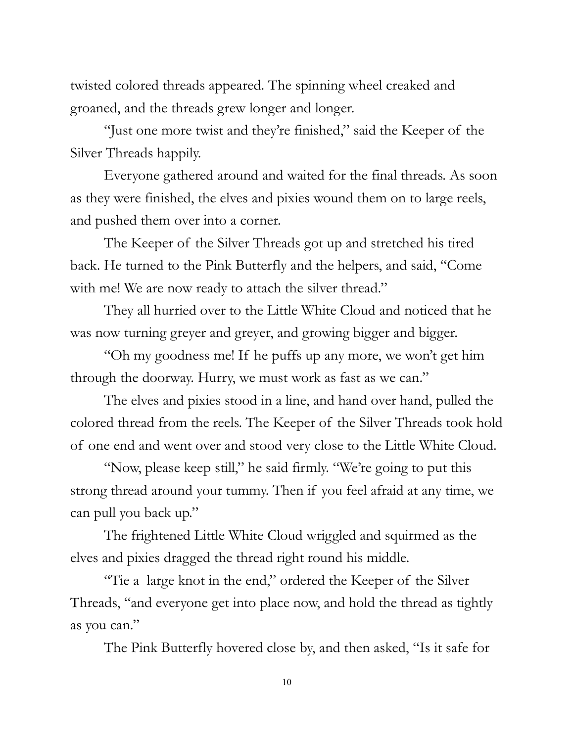twisted colored threads appeared. The spinning wheel creaked and groaned, and the threads grew longer and longer.

"Just one more twist and they're finished," said the Keeper of the Silver Threads happily.

Everyone gathered around and waited for the final threads. As soon as they were finished, the elves and pixies wound them on to large reels, and pushed them over into a corner.

The Keeper of the Silver Threads got up and stretched his tired back. He turned to the Pink Butterfly and the helpers, and said, "Come with me! We are now ready to attach the silver thread."

They all hurried over to the Little White Cloud and noticed that he was now turning greyer and greyer, and growing bigger and bigger.

"Oh my goodness me! If he puffs up any more, we won't get him through the doorway. Hurry, we must work as fast as we can."

The elves and pixies stood in a line, and hand over hand, pulled the colored thread from the reels. The Keeper of the Silver Threads took hold of one end and went over and stood very close to the Little White Cloud.

"Now, please keep still," he said firmly. "We're going to put this strong thread around your tummy. Then if you feel afraid at any time, we can pull you back up."

The frightened Little White Cloud wriggled and squirmed as the elves and pixies dragged the thread right round his middle.

"Tie a large knot in the end," ordered the Keeper of the Silver Threads, "and everyone get into place now, and hold the thread as tightly as you can."

The Pink Butterfly hovered close by, and then asked, "Is it safe for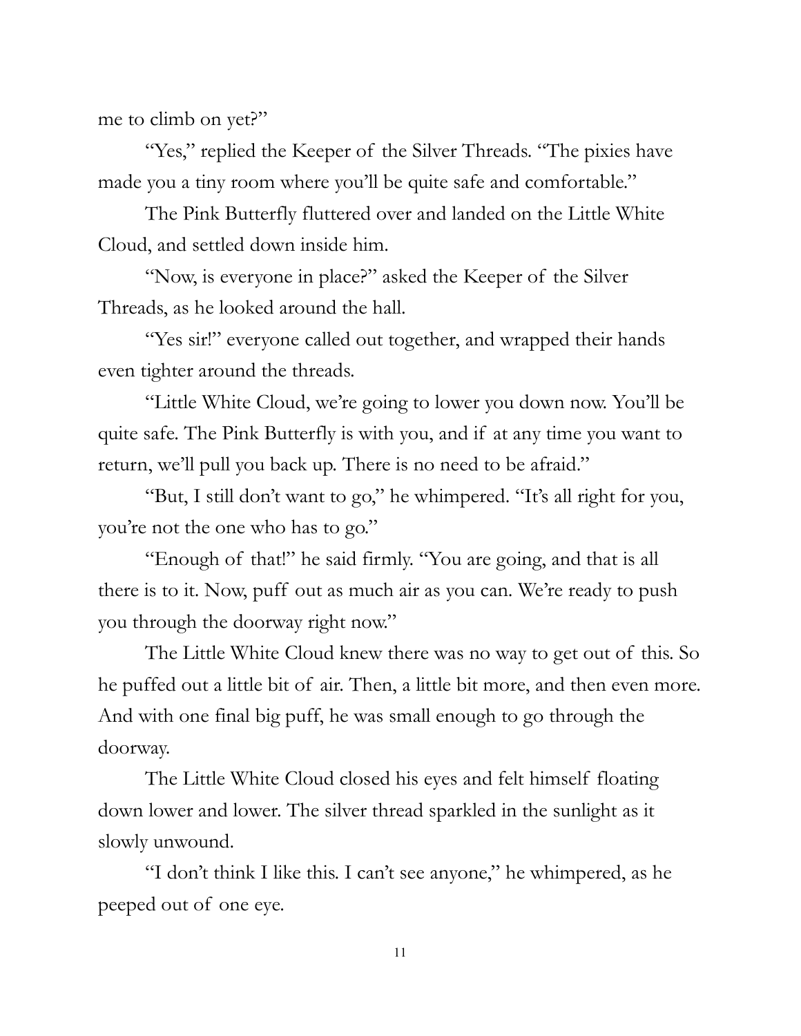me to climb on yet?"

"Yes," replied the Keeper of the Silver Threads. "The pixies have made you a tiny room where you'll be quite safe and comfortable."

The Pink Butterfly fluttered over and landed on the Little White Cloud, and settled down inside him.

"Now, is everyone in place?" asked the Keeper of the Silver Threads, as he looked around the hall.

"Yes sir!" everyone called out together, and wrapped their hands even tighter around the threads.

"Little White Cloud, we're going to lower you down now. You'll be quite safe. The Pink Butterfly is with you, and if at any time you want to return, we'll pull you back up. There is no need to be afraid."

"But, I still don't want to go," he whimpered. "It's all right for you, you're not the one who has to go."

"Enough of that!" he said firmly. "You are going, and that is all there is to it. Now, puff out as much air as you can. We're ready to push you through the doorway right now."

The Little White Cloud knew there was no way to get out of this. So he puffed out a little bit of air. Then, a little bit more, and then even more. And with one final big puff, he was small enough to go through the doorway.

The Little White Cloud closed his eyes and felt himself floating down lower and lower. The silver thread sparkled in the sunlight as it slowly unwound.

"I don't think I like this. I can't see anyone," he whimpered, as he peeped out of one eye.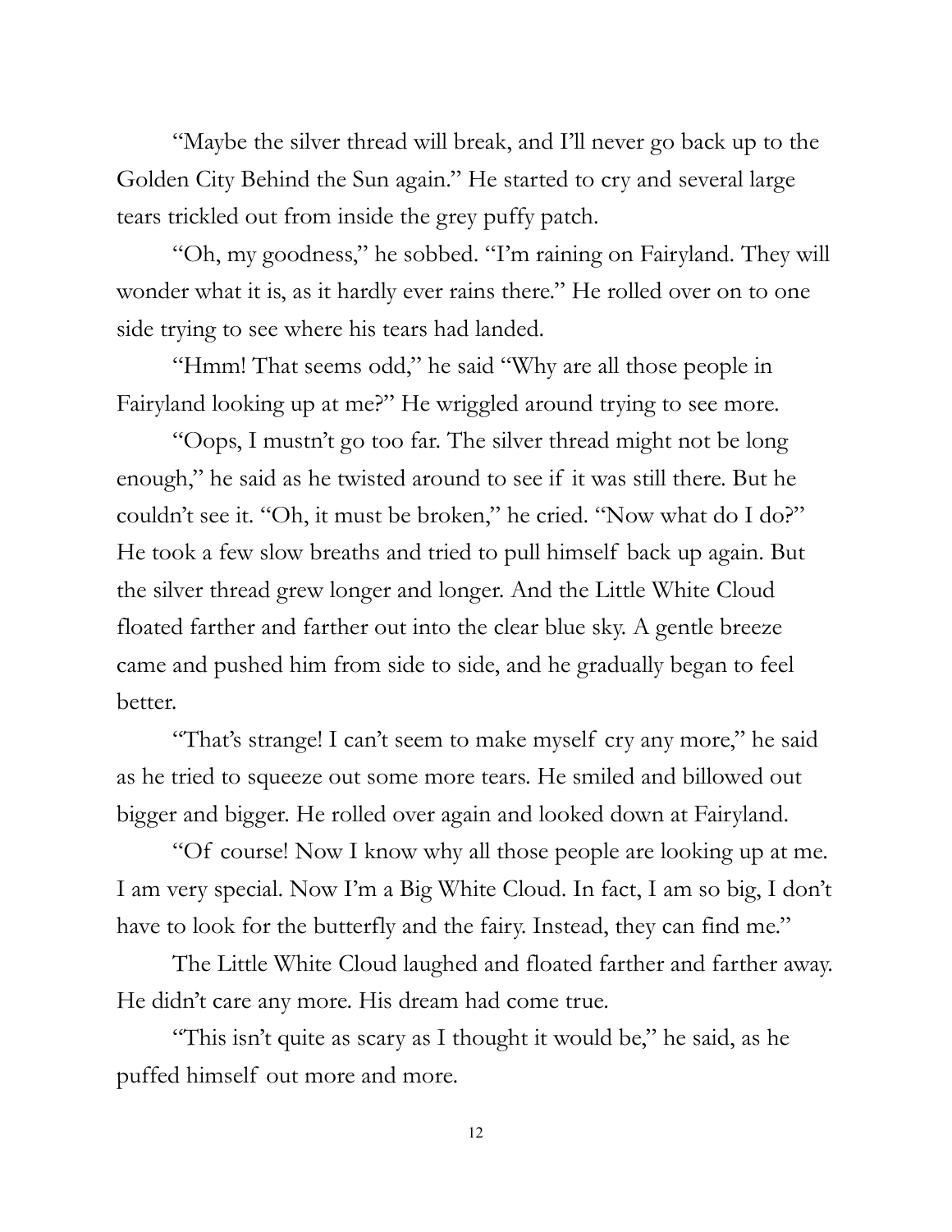"Maybe the silver thread will break, and I'll never go back up to the Golden City Behind the Sun again." He started to cry and several large tears trickled out from inside the grey puffy patch.

"Oh, my goodness," he sobbed. "I'm raining on Fairyland. They will wonder what it is, as it hardly ever rains there." He rolled over on to one side trying to see where his tears had landed.

"Hmm! That seems odd," he said "Why are all those people in Fairyland looking up at me?" He wriggled around trying to see more.

"Oops, I mustn't go too far. The silver thread might not be long enough," he said as he twisted around to see if it was still there. But he couldn't see it. "Oh, it must be broken," he cried. "Now what do I do?" He took a few slow breaths and tried to pull himself back up again. But the silver thread grew longer and longer. And the Little White Cloud floated farther and farther out into the clear blue sky. A gentle breeze came and pushed him from side to side, and he gradually began to feel better.

"That's strange! I can't seem to make myself cry any more," he said as he tried to squeeze out some more tears. He smiled and billowed out bigger and bigger. He rolled over again and looked down at Fairyland.

"Of course! Now I know why all those people are looking up at me. I am very special. Now I'm a Big White Cloud. In fact, I am so big, I don't have to look for the butterfly and the fairy. Instead, they can find me."

The Little White Cloud laughed and floated farther and farther away. He didn't care any more. His dream had come true.

"This isn't quite as scary as I thought it would be," he said, as he puffed himself out more and more.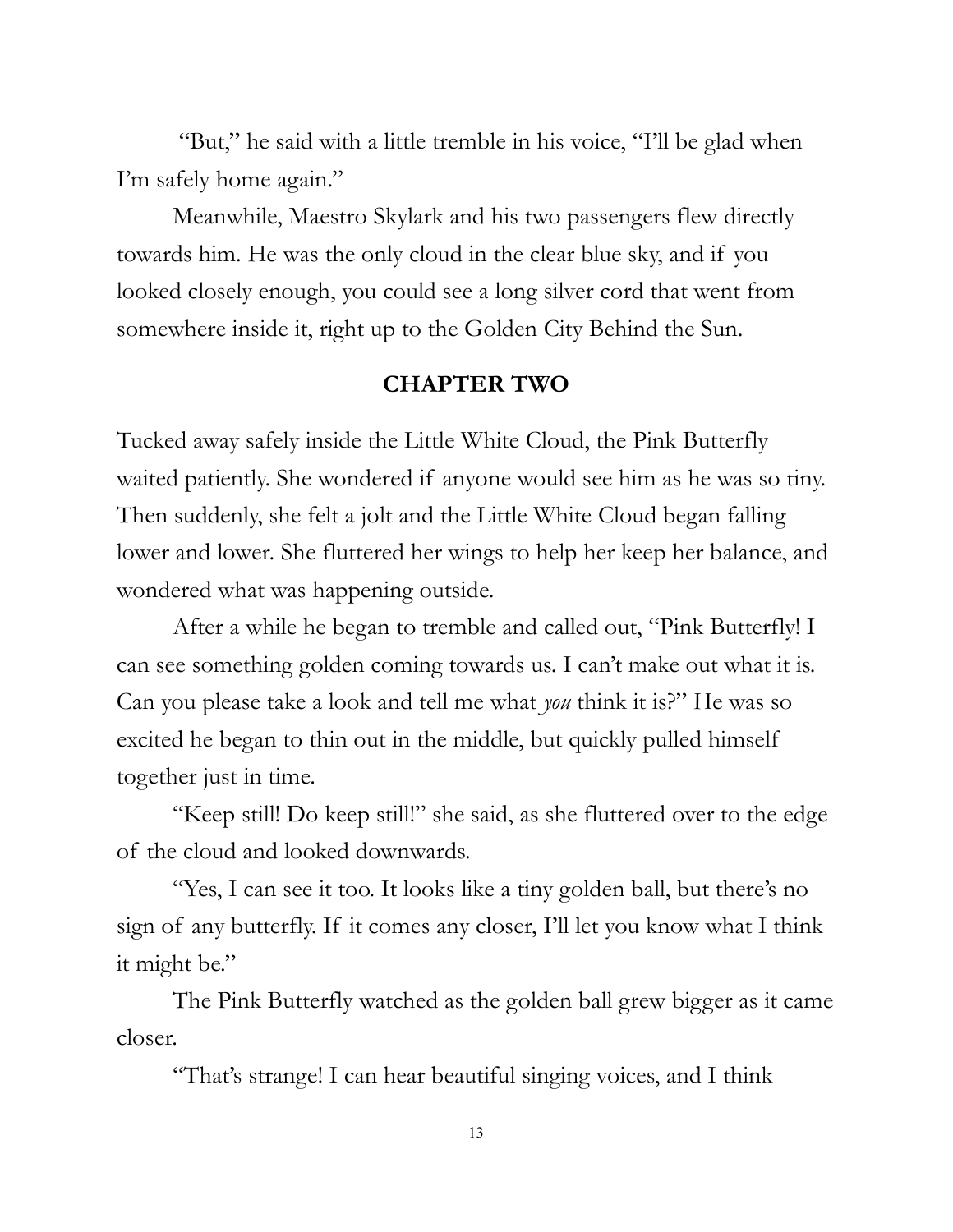"But," he said with a little tremble in his voice, "I'll be glad when I'm safely home again."

Meanwhile, Maestro Skylark and his two passengers flew directly towards him. He was the only cloud in the clear blue sky, and if you looked closely enough, you could see a long silver cord that went from somewhere inside it, right up to the Golden City Behind the Sun.

## CHAPTER TWO

Tucked away safely inside the Little White Cloud, the Pink Butterfly waited patiently. She wondered if anyone would see him as he was so tiny. Then suddenly, she felt a jolt and the Little White Cloud began falling lower and lower. She fluttered her wings to help her keep her balance, and wondered what was happening outside.

After a while he began to tremble and called out, "Pink Butterfly! I can see something golden coming towards us. I can't make out what it is. Can you please take a look and tell me what *you* think it is?" He was so excited he began to thin out in the middle, but quickly pulled himself together just in time.

"Keep still! Do keep still!" she said, as she fluttered over to the edge of the cloud and looked downwards.

"Yes, I can see it too. It looks like a tiny golden ball, but there's no sign of any butterfly. If it comes any closer, I'll let you know what I think it might be."

The Pink Butterfly watched as the golden ball grew bigger as it came closer.

"That's strange! I can hear beautiful singing voices, and I think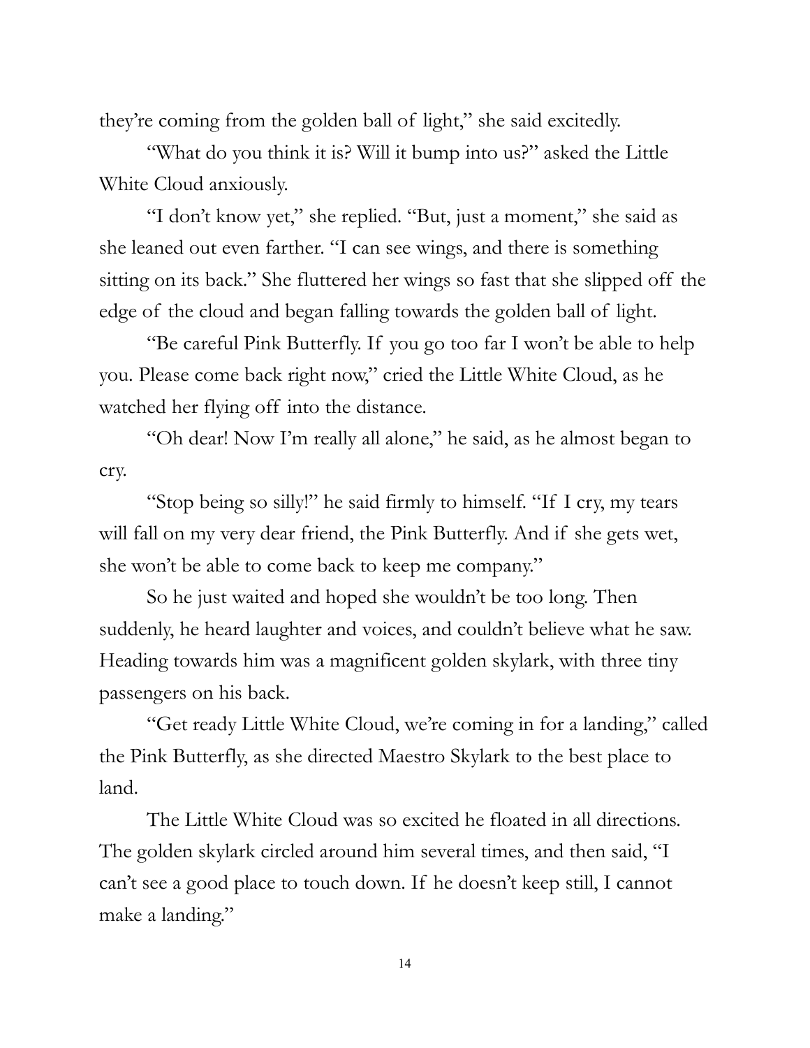they're coming from the golden ball of light," she said excitedly.

"What do you think it is? Will it bump into us?" asked the Little White Cloud anxiously.

"I don't know yet," she replied. "But, just a moment," she said as she leaned out even farther. "I can see wings, and there is something sitting on its back." She fluttered her wings so fast that she slipped off the edge of the cloud and began falling towards the golden ball of light.

"Be careful Pink Butterfly. If you go too far I won't be able to help you. Please come back right now," cried the Little White Cloud, as he watched her flying off into the distance.

"Oh dear! Now I'm really all alone," he said, as he almost began to cry.

"Stop being so silly!" he said firmly to himself. "If I cry, my tears will fall on my very dear friend, the Pink Butterfly. And if she gets wet, she won't be able to come back to keep me company."

So he just waited and hoped she wouldn't be too long. Then suddenly, he heard laughter and voices, and couldn't believe what he saw. Heading towards him was a magnificent golden skylark, with three tiny passengers on his back.

"Get ready Little White Cloud, we're coming in for a landing," called the Pink Butterfly, as she directed Maestro Skylark to the best place to land.

The Little White Cloud was so excited he floated in all directions. The golden skylark circled around him several times, and then said, "I can't see a good place to touch down. If he doesn't keep still, I cannot make a landing."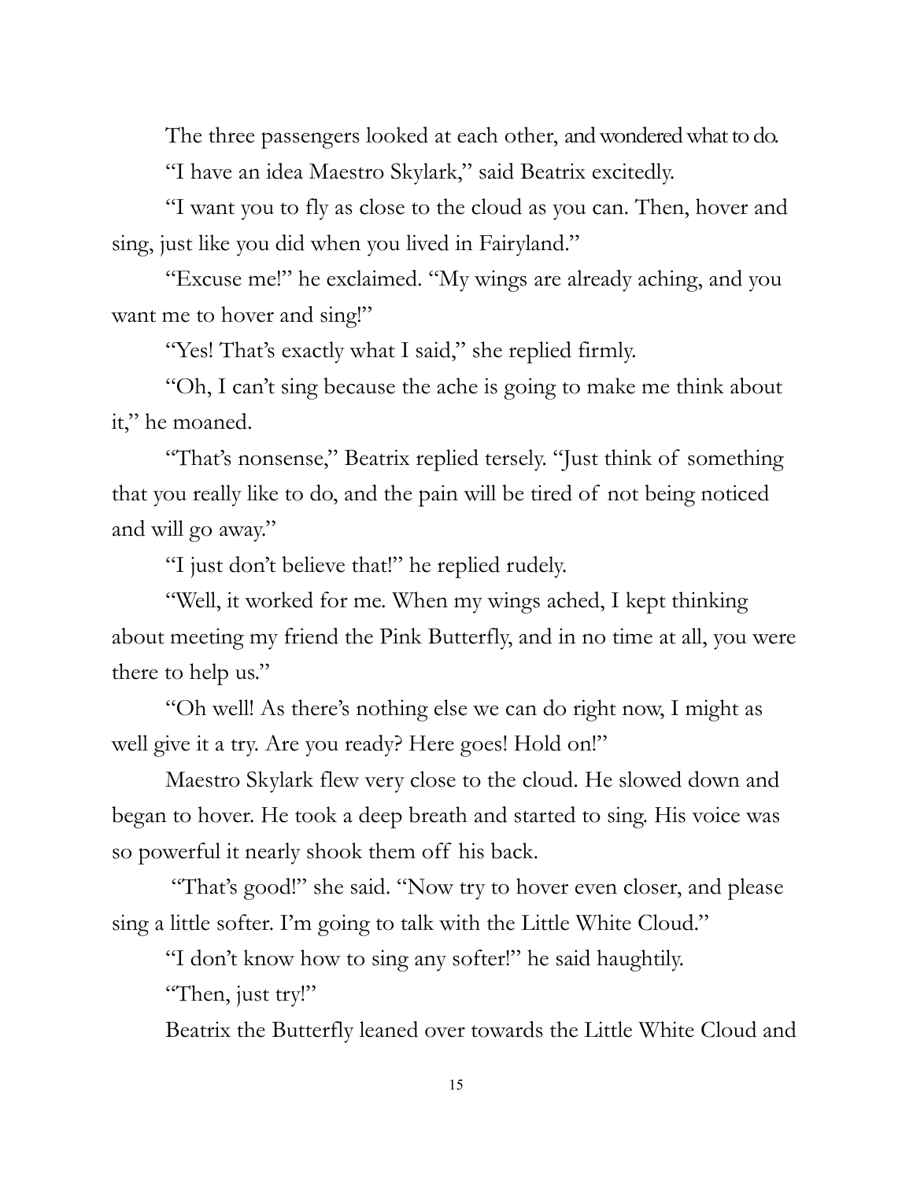The three passengers looked at each other, and wondered what to do.

"I have an idea Maestro Skylark," said Beatrix excitedly.

"I want you to fly as close to the cloud as you can. Then, hover and sing, just like you did when you lived in Fairyland."

"Excuse me!" he exclaimed. "My wings are already aching, and you want me to hover and sing!"

"Yes! That's exactly what I said," she replied firmly.

"Oh, I can't sing because the ache is going to make me think about it," he moaned.

"That's nonsense," Beatrix replied tersely. "Just think of something that you really like to do, and the pain will be tired of not being noticed and will go away."

"I just don't believe that!" he replied rudely.

"Well, it worked for me. When my wings ached, I kept thinking about meeting my friend the Pink Butterfly, and in no time at all, you were there to help us."

"Oh well! As there's nothing else we can do right now, I might as well give it a try. Are you ready? Here goes! Hold on!"

Maestro Skylark flew very close to the cloud. He slowed down and began to hover. He took a deep breath and started to sing. His voice was so powerful it nearly shook them off his back.

"That's good!" she said. "Now try to hover even closer, and please sing a little softer. I'm going to talk with the Little White Cloud."

"I don't know how to sing any softer!" he said haughtily.

"Then, just try!"

Beatrix the Butterfly leaned over towards the Little White Cloud and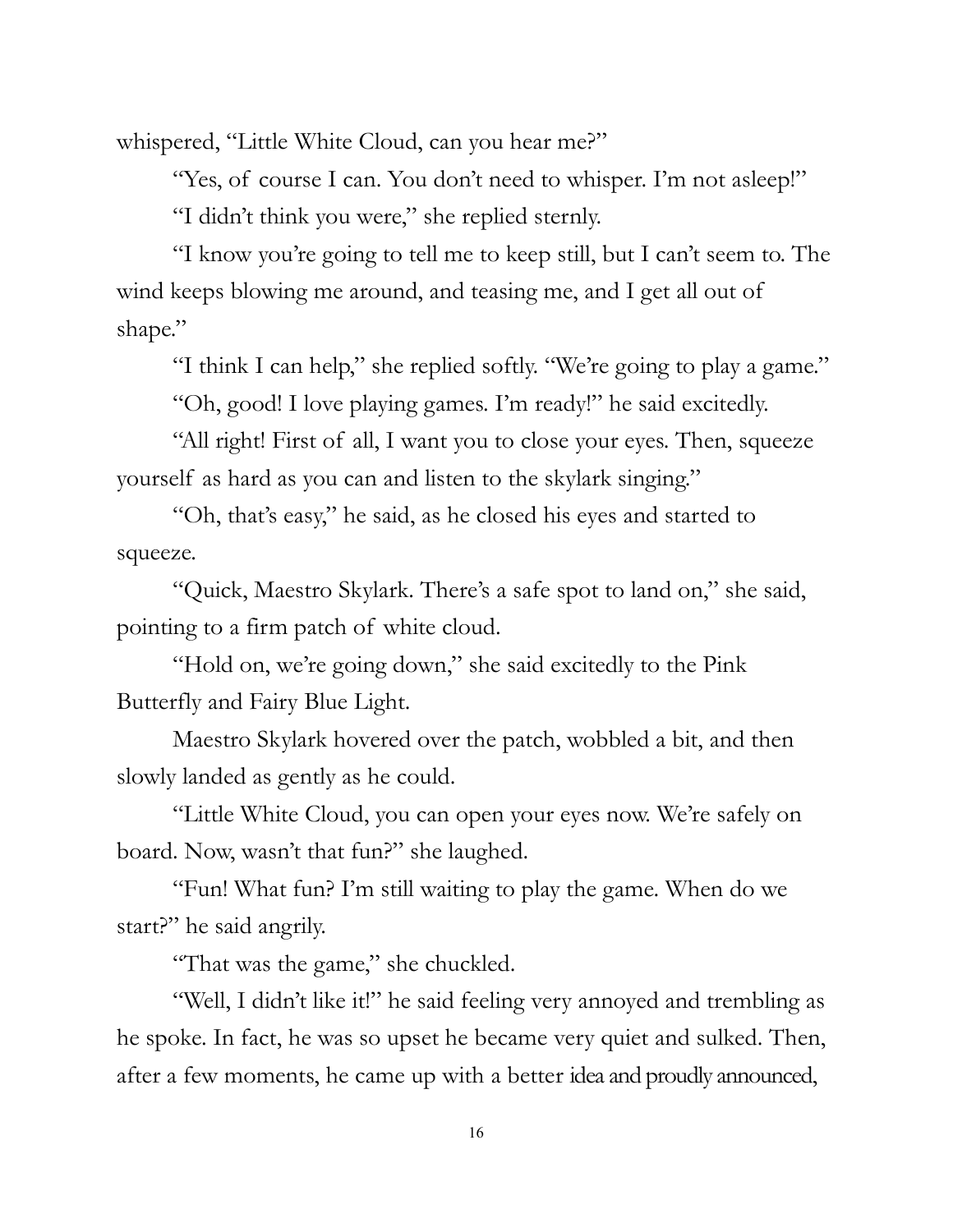whispered, "Little White Cloud, can you hear me?"

"Yes, of course I can. You don't need to whisper. I'm not asleep!"

"I didn't think you were," she replied sternly.

"I know you're going to tell me to keep still, but I can't seem to. The wind keeps blowing me around, and teasing me, and I get all out of shape."

"I think I can help," she replied softly. "We're going to play a game."

"Oh, good! I love playing games. I'm ready!" he said excitedly.

"All right! First of all, I want you to close your eyes. Then, squeeze yourself as hard as you can and listen to the skylark singing."

"Oh, that's easy," he said, as he closed his eyes and started to squeeze.

"Quick, Maestro Skylark. There's a safe spot to land on," she said, pointing to a firm patch of white cloud.

"Hold on, we're going down," she said excitedly to the Pink Butterfly and Fairy Blue Light.

Maestro Skylark hovered over the patch, wobbled a bit, and then slowly landed as gently as he could.

"Little White Cloud, you can open your eyes now. We're safely on board. Now, wasn't that fun?" she laughed.

"Fun! What fun? I'm still waiting to play the game. When do we start?" he said angrily.

"That was the game," she chuckled.

"Well, I didn't like it!" he said feeling very annoyed and trembling as he spoke. In fact, he was so upset he became very quiet and sulked. Then, after a few moments, he came up with a better idea and proudly announced,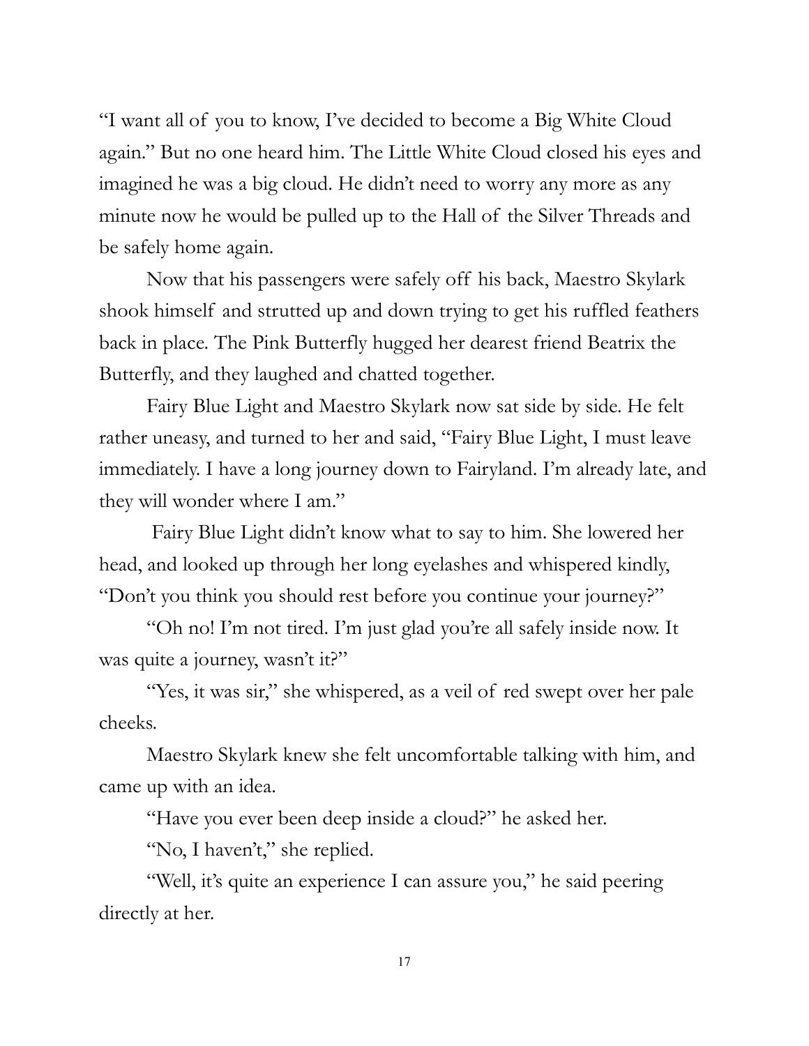"I want all of you to know, I've decided to become a Big White Cloud again." But no one heard him. The Little White Cloud closed his eyes and imagined he was a big cloud. He didn't need to worry any more as any minute now he would be pulled up to the Hall of the Silver Threads and be safely home again.

Now that his passengers were safely off his back, Maestro Skylark shook himself and strutted up and down trying to get his ruffled feathers back in place. The Pink Butterfly hugged her dearest friend Beatrix the Butterfly, and they laughed and chatted together.

Fairy Blue Light and Maestro Skylark now sat side by side. He felt rather uneasy, and turned to her and said, "Fairy Blue Light, I must leave immediately. I have a long journey down to Fairyland. I'm already late, and they will wonder where I am."

Fairy Blue Light didn't know what to say to him. She lowered her head, and looked up through her long eyelashes and whispered kindly, "Don't you think you should rest before you continue your journey?"

"Oh no! I'm not tired. I'm just glad you're all safely inside now. It was quite a journey, wasn't it?"

"Yes, it was sir," she whispered, as a veil of red swept over her pale cheeks.

Maestro Skylark knew she felt uncomfortable talking with him, and came up with an idea.

"Have you ever been deep inside a cloud?" he asked her.

"No, I haven't," she replied.

"Well, it's quite an experience I can assure you," he said peering directly at her.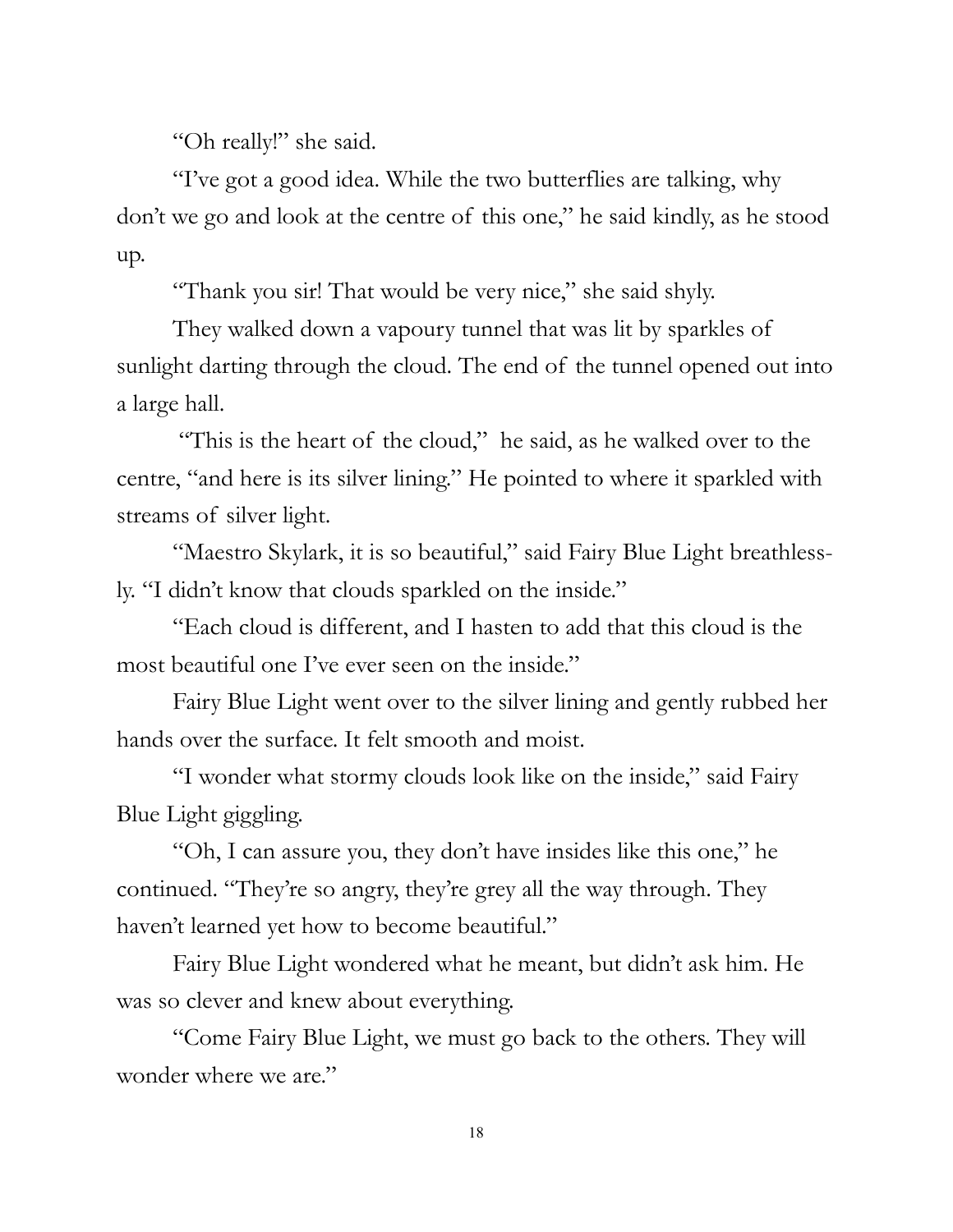"Oh really!" she said.

"I've got a good idea. While the two butterflies are talking, why don't we go and look at the centre of this one," he said kindly, as he stood up.

"Thank you sir! That would be very nice," she said shyly.

They walked down a vapoury tunnel that was lit by sparkles of sunlight darting through the cloud. The end of the tunnel opened out into a large hall.

"This is the heart of the cloud," he said, as he walked over to the centre, "and here is its silver lining." He pointed to where it sparkled with streams of silver light.

"Maestro Skylark, it is so beautiful," said Fairy Blue Light breathlessly. "I didn't know that clouds sparkled on the inside."

"Each cloud is different, and I hasten to add that this cloud is the most beautiful one I've ever seen on the inside."

Fairy Blue Light went over to the silver lining and gently rubbed her hands over the surface. It felt smooth and moist.

"I wonder what stormy clouds look like on the inside," said Fairy Blue Light giggling.

"Oh, I can assure you, they don't have insides like this one," he continued. "They're so angry, they're grey all the way through. They haven't learned yet how to become beautiful."

Fairy Blue Light wondered what he meant, but didn't ask him. He was so clever and knew about everything.

"Come Fairy Blue Light, we must go back to the others. They will wonder where we are."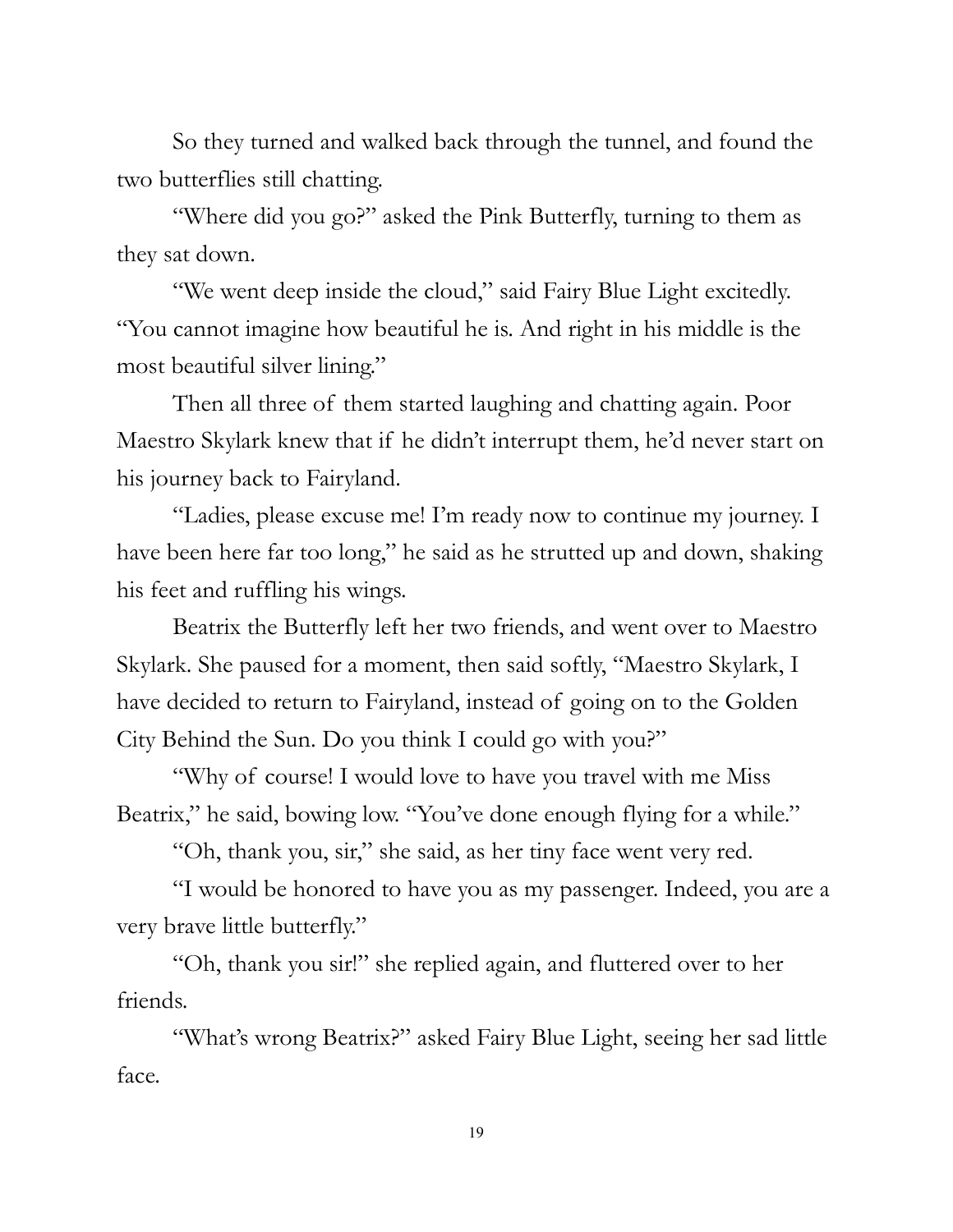So they turned and walked back through the tunnel, and found the two butterflies still chatting.

"Where did you go?" asked the Pink Butterfly, turning to them as they sat down.

"We went deep inside the cloud," said Fairy Blue Light excitedly. "You cannot imagine how beautiful he is. And right in his middle is the most beautiful silver lining."

Then all three of them started laughing and chatting again. Poor Maestro Skylark knew that if he didn't interrupt them, he'd never start on his journey back to Fairyland.

"Ladies, please excuse me! I'm ready now to continue my journey. I have been here far too long," he said as he strutted up and down, shaking his feet and ruffling his wings.

Beatrix the Butterfly left her two friends, and went over to Maestro Skylark. She paused for a moment, then said softly, "Maestro Skylark, I have decided to return to Fairyland, instead of going on to the Golden City Behind the Sun. Do you think I could go with you?"

"Why of course! I would love to have you travel with me Miss Beatrix," he said, bowing low. "You've done enough flying for a while."

"Oh, thank you, sir," she said, as her tiny face went very red.

"I would be honored to have you as my passenger. Indeed, you are a very brave little butterfly."

"Oh, thank you sir!" she replied again, and fluttered over to her friends.

"What's wrong Beatrix?" asked Fairy Blue Light, seeing her sad little face.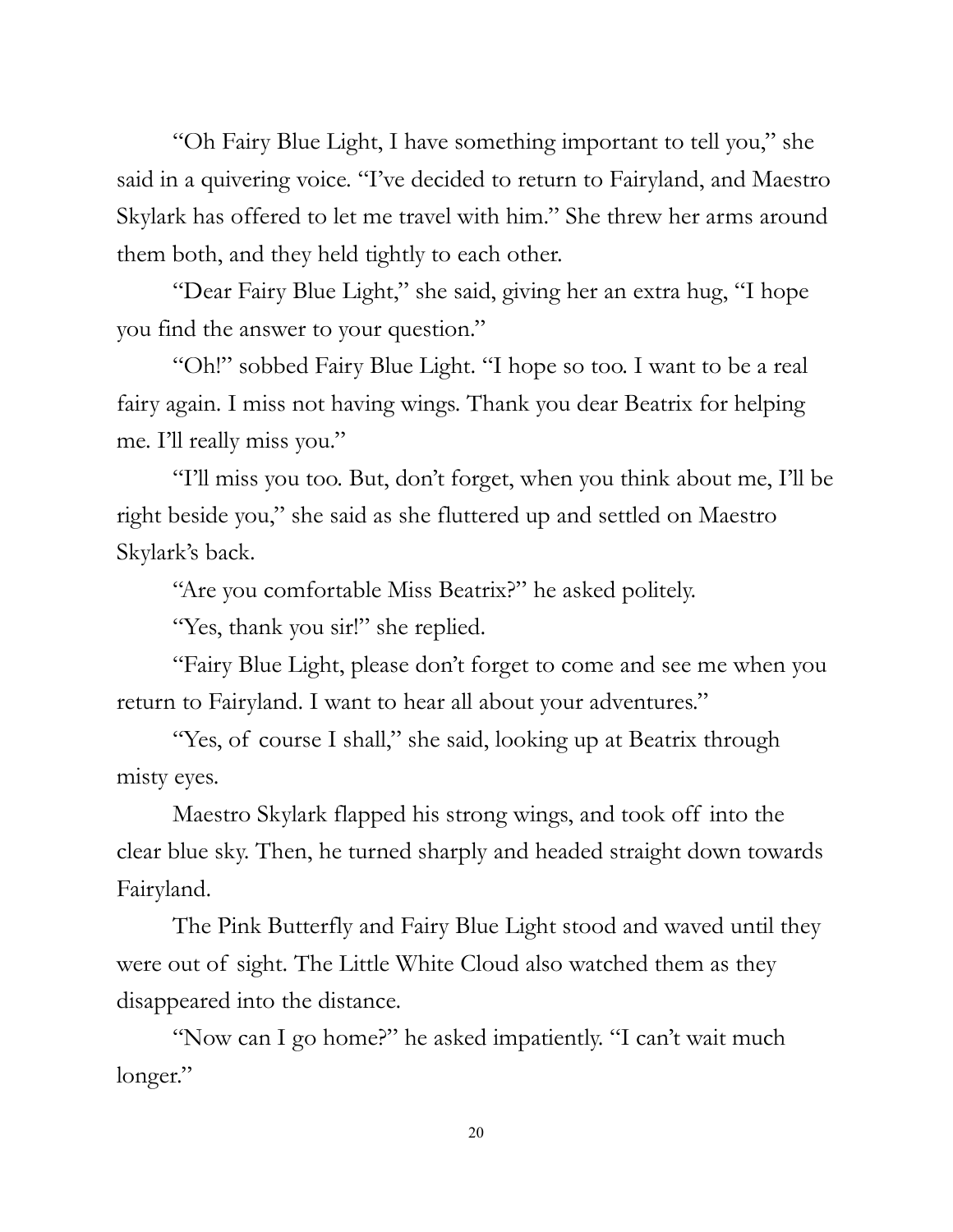"Oh Fairy Blue Light, I have something important to tell you," she said in a quivering voice. "I've decided to return to Fairyland, and Maestro Skylark has offered to let me travel with him." She threw her arms around them both, and they held tightly to each other.

"Dear Fairy Blue Light," she said, giving her an extra hug, "I hope you find the answer to your question."

"Oh!" sobbed Fairy Blue Light. "I hope so too. I want to be a real fairy again. I miss not having wings. Thank you dear Beatrix for helping me. I'll really miss you."

"I'll miss you too. But, don't forget, when you think about me, I'll be right beside you," she said as she fluttered up and settled on Maestro Skylark's back.

"Are you comfortable Miss Beatrix?" he asked politely.

"Yes, thank you sir!" she replied.

"Fairy Blue Light, please don't forget to come and see me when you return to Fairyland. I want to hear all about your adventures."

"Yes, of course I shall," she said, looking up at Beatrix through misty eyes.

Maestro Skylark flapped his strong wings, and took off into the clear blue sky. Then, he turned sharply and headed straight down towards Fairyland.

The Pink Butterfly and Fairy Blue Light stood and waved until they were out of sight. The Little White Cloud also watched them as they disappeared into the distance.

"Now can I go home?" he asked impatiently. "I can't wait much longer."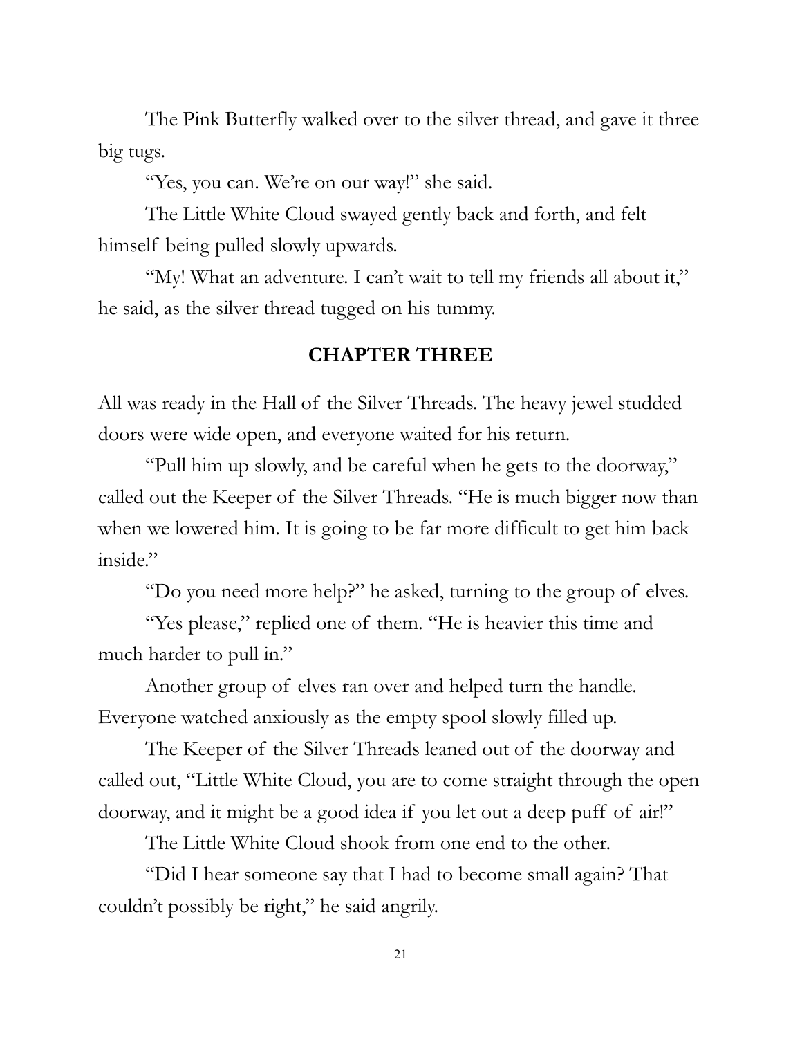The Pink Butterfly walked over to the silver thread, and gave it three big tugs.

"Yes, you can. We're on our way!" she said.

The Little White Cloud swayed gently back and forth, and felt himself being pulled slowly upwards.

"My! What an adventure. I can't wait to tell my friends all about it," he said, as the silver thread tugged on his tummy.

## CHAPTER THREE

All was ready in the Hall of the Silver Threads. The heavy jewel studded doors were wide open, and everyone waited for his return.

"Pull him up slowly, and be careful when he gets to the doorway," called out the Keeper of the Silver Threads. "He is much bigger now than when we lowered him. It is going to be far more difficult to get him back inside."

"Do you need more help?" he asked, turning to the group of elves.

"Yes please," replied one of them. "He is heavier this time and much harder to pull in."

Another group of elves ran over and helped turn the handle. Everyone watched anxiously as the empty spool slowly filled up.

The Keeper of the Silver Threads leaned out of the doorway and called out, "Little White Cloud, you are to come straight through the open doorway, and it might be a good idea if you let out a deep puff of air!"

The Little White Cloud shook from one end to the other.

"Did I hear someone say that I had to become small again? That couldn't possibly be right," he said angrily.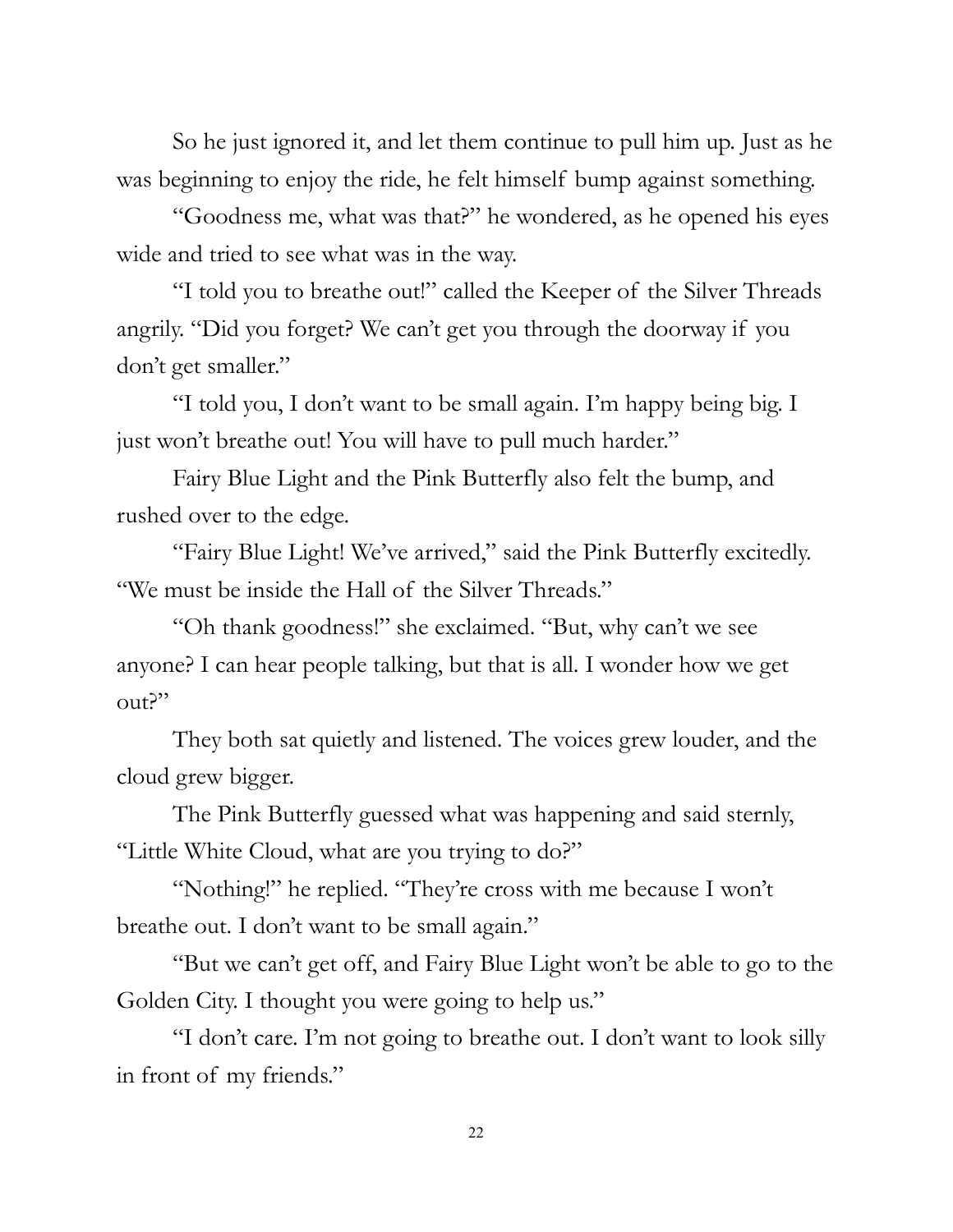So he just ignored it, and let them continue to pull him up. Just as he was beginning to enjoy the ride, he felt himself bump against something.

"Goodness me, what was that?" he wondered, as he opened his eyes wide and tried to see what was in the way.

"I told you to breathe out!" called the Keeper of the Silver Threads angrily. "Did you forget? We can't get you through the doorway if you don't get smaller."

"I told you, I don't want to be small again. I'm happy being big. I just won't breathe out! You will have to pull much harder."

Fairy Blue Light and the Pink Butterfly also felt the bump, and rushed over to the edge.

"Fairy Blue Light! We've arrived," said the Pink Butterfly excitedly. "We must be inside the Hall of the Silver Threads."

"Oh thank goodness!" she exclaimed. "But, why can't we see anyone? I can hear people talking, but that is all. I wonder how we get out?"

They both sat quietly and listened. The voices grew louder, and the cloud grew bigger.

The Pink Butterfly guessed what was happening and said sternly, "Little White Cloud, what are you trying to do?"

"Nothing!" he replied. "They're cross with me because I won't breathe out. I don't want to be small again."

"But we can't get off, and Fairy Blue Light won't be able to go to the Golden City. I thought you were going to help us."

"I don't care. I'm not going to breathe out. I don't want to look silly in front of my friends."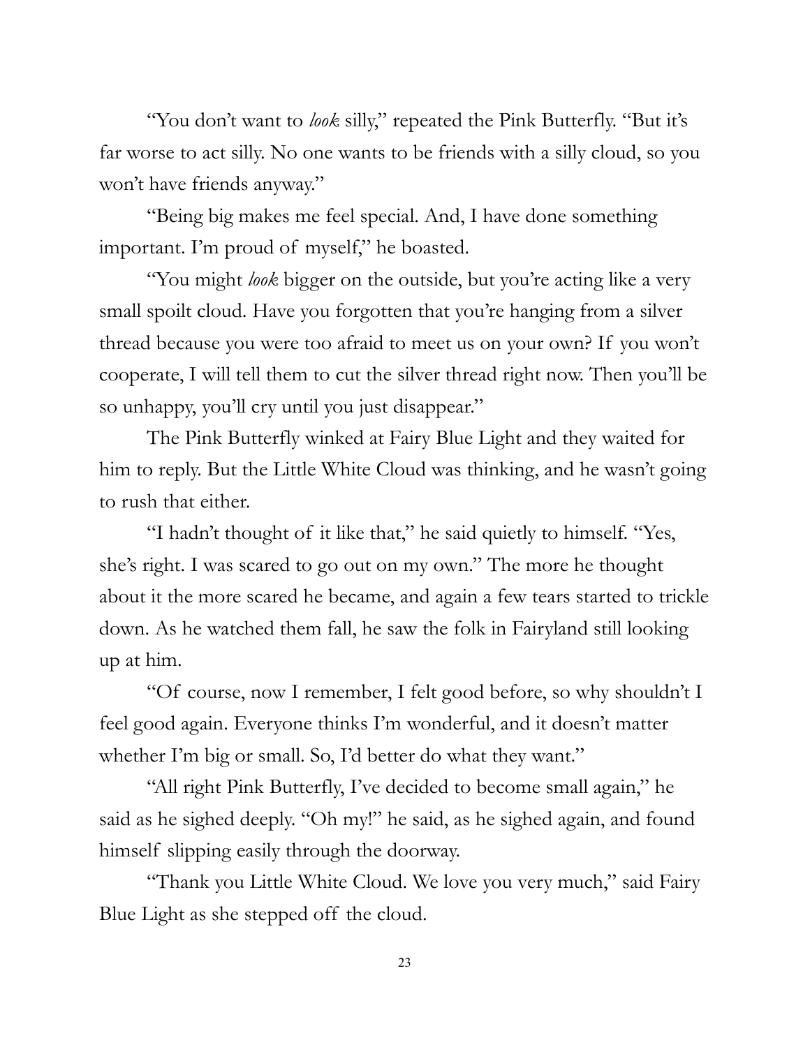"You don't want to *look* silly," repeated the Pink Butterfly. "But it's far worse to act silly. No one wants to be friends with a silly cloud, so you won't have friends anyway."

"Being big makes me feel special. And, I have done something important. I'm proud of myself," he boasted.

"You might *look* bigger on the outside, but you're acting like a very small spoilt cloud. Have you forgotten that you're hanging from a silver thread because you were too afraid to meet us on your own? If you won't cooperate, I will tell them to cut the silver thread right now. Then you'll be so unhappy, you'll cry until you just disappear."

The Pink Butterfly winked at Fairy Blue Light and they waited for him to reply. But the Little White Cloud was thinking, and he wasn't going to rush that either.

"I hadn't thought of it like that," he said quietly to himself. "Yes, she's right. I was scared to go out on my own." The more he thought about it the more scared he became, and again a few tears started to trickle down. As he watched them fall, he saw the folk in Fairyland still looking up at him.

"Of course, now I remember, I felt good before, so why shouldn't I feel good again. Everyone thinks I'm wonderful, and it doesn't matter whether I'm big or small. So, I'd better do what they want."

"All right Pink Butterfly, I've decided to become small again," he said as he sighed deeply. "Oh my!" he said, as he sighed again, and found himself slipping easily through the doorway.

"Thank you Little White Cloud. We love you very much," said Fairy Blue Light as she stepped off the cloud.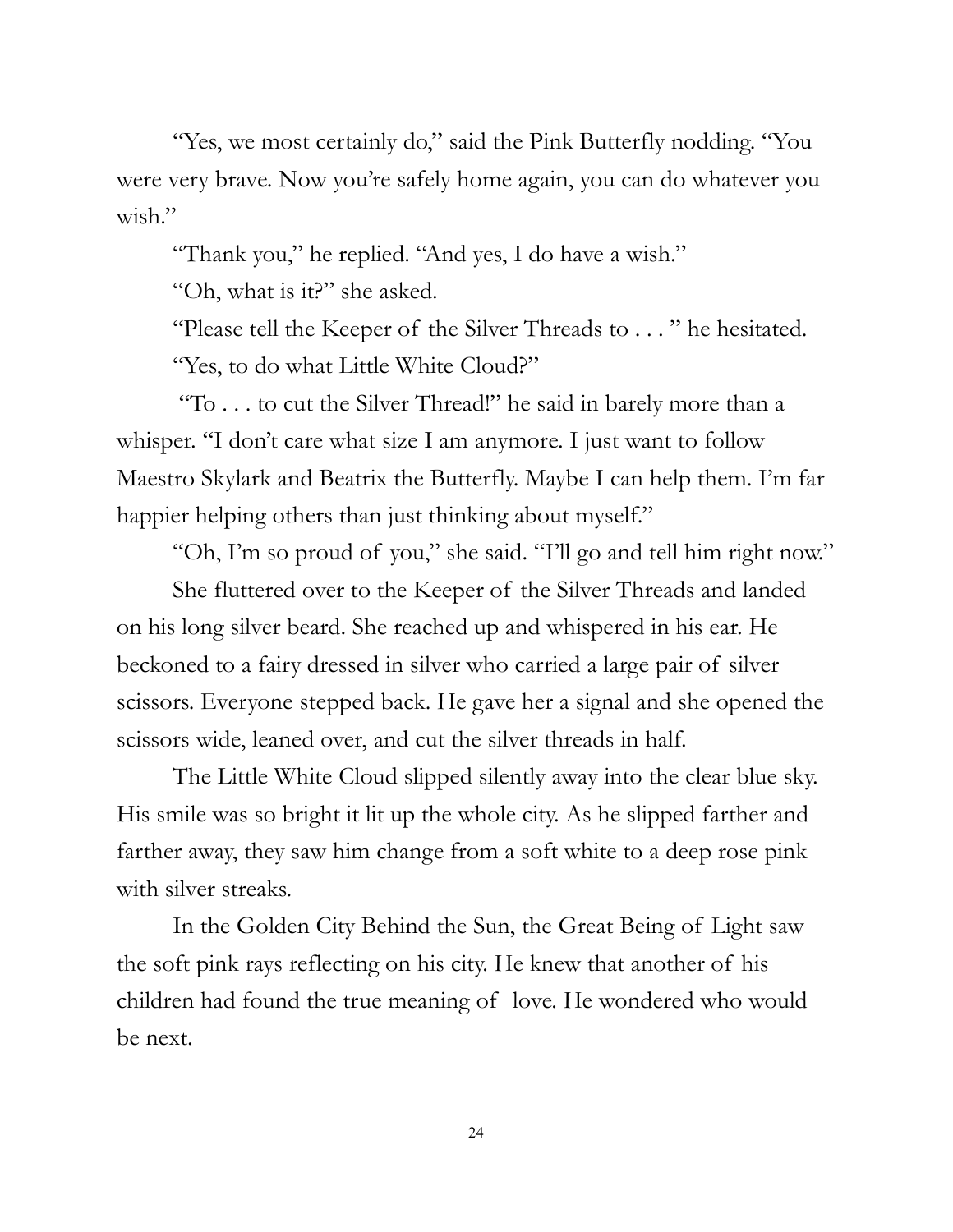"Yes, we most certainly do," said the Pink Butterfly nodding. "You were very brave. Now you're safely home again, you can do whatever you wish."

"Thank you," he replied. "And yes, I do have a wish."

"Oh, what is it?" she asked.

"Please tell the Keeper of the Silver Threads to . . . " he hesitated.

"Yes, to do what Little White Cloud?"

"To . . . to cut the Silver Thread!" he said in barely more than a whisper. "I don't care what size I am anymore. I just want to follow Maestro Skylark and Beatrix the Butterfly. Maybe I can help them. I'm far happier helping others than just thinking about myself."

"Oh, I'm so proud of you," she said. "I'll go and tell him right now."

She fluttered over to the Keeper of the Silver Threads and landed on his long silver beard. She reached up and whispered in his ear. He beckoned to a fairy dressed in silver who carried a large pair of silver scissors. Everyone stepped back. He gave her a signal and she opened the scissors wide, leaned over, and cut the silver threads in half.

The Little White Cloud slipped silently away into the clear blue sky. His smile was so bright it lit up the whole city. As he slipped farther and farther away, they saw him change from a soft white to a deep rose pink with silver streaks.

In the Golden City Behind the Sun, the Great Being of Light saw the soft pink rays reflecting on his city. He knew that another of his children had found the true meaning of love. He wondered who would be next.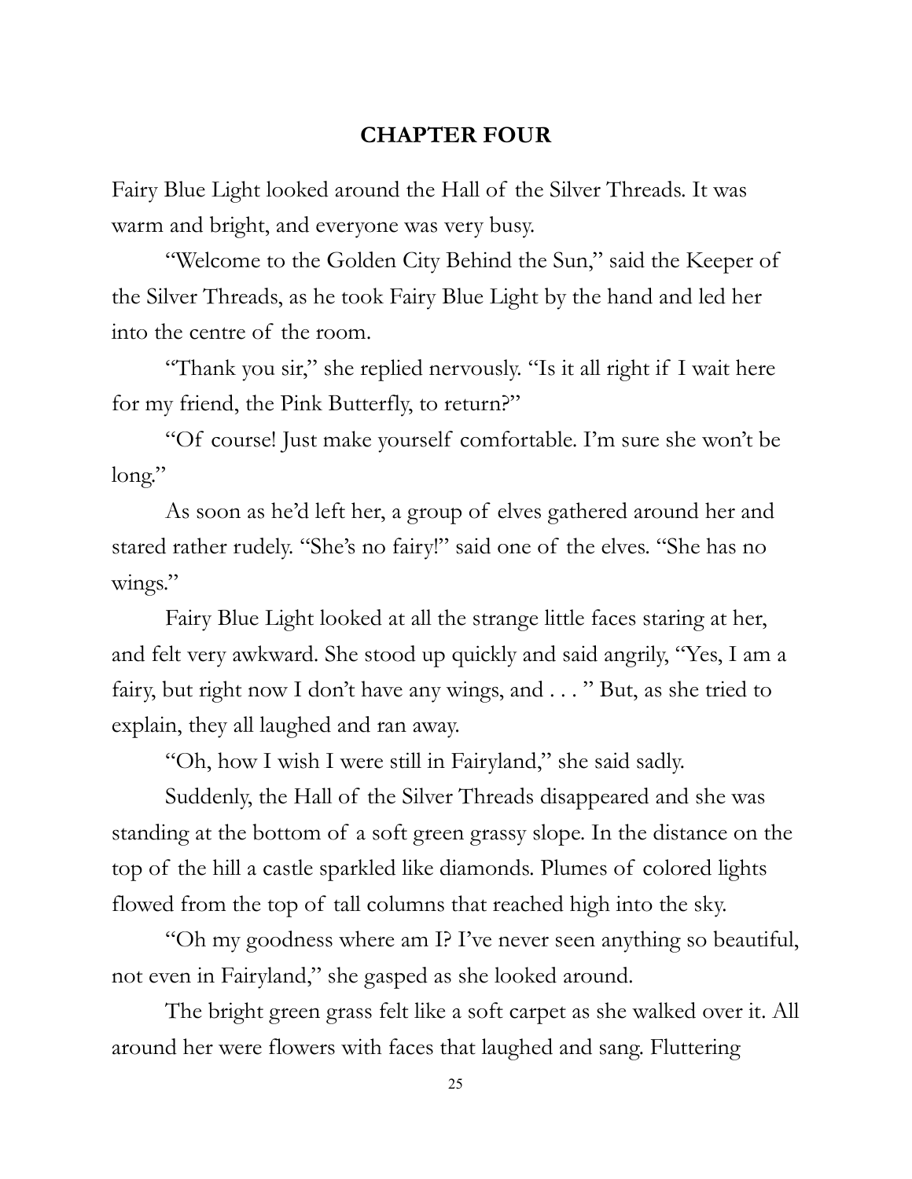## CHAPTER FOUR

Fairy Blue Light looked around the Hall of the Silver Threads. It was warm and bright, and everyone was very busy.

"Welcome to the Golden City Behind the Sun," said the Keeper of the Silver Threads, as he took Fairy Blue Light by the hand and led her into the centre of the room.

"Thank you sir," she replied nervously. "Is it all right if I wait here for my friend, the Pink Butterfly, to return?"

"Of course! Just make yourself comfortable. I'm sure she won't be long."

As soon as he'd left her, a group of elves gathered around her and stared rather rudely. "She's no fairy!" said one of the elves. "She has no wings."

Fairy Blue Light looked at all the strange little faces staring at her, and felt very awkward. She stood up quickly and said angrily, "Yes, I am a fairy, but right now I don't have any wings, and . . . " But, as she tried to explain, they all laughed and ran away.

"Oh, how I wish I were still in Fairyland," she said sadly.

Suddenly, the Hall of the Silver Threads disappeared and she was standing at the bottom of a soft green grassy slope. In the distance on the top of the hill a castle sparkled like diamonds. Plumes of colored lights flowed from the top of tall columns that reached high into the sky.

"Oh my goodness where am I? I've never seen anything so beautiful, not even in Fairyland," she gasped as she looked around.

The bright green grass felt like a soft carpet as she walked over it. All around her were flowers with faces that laughed and sang. Fluttering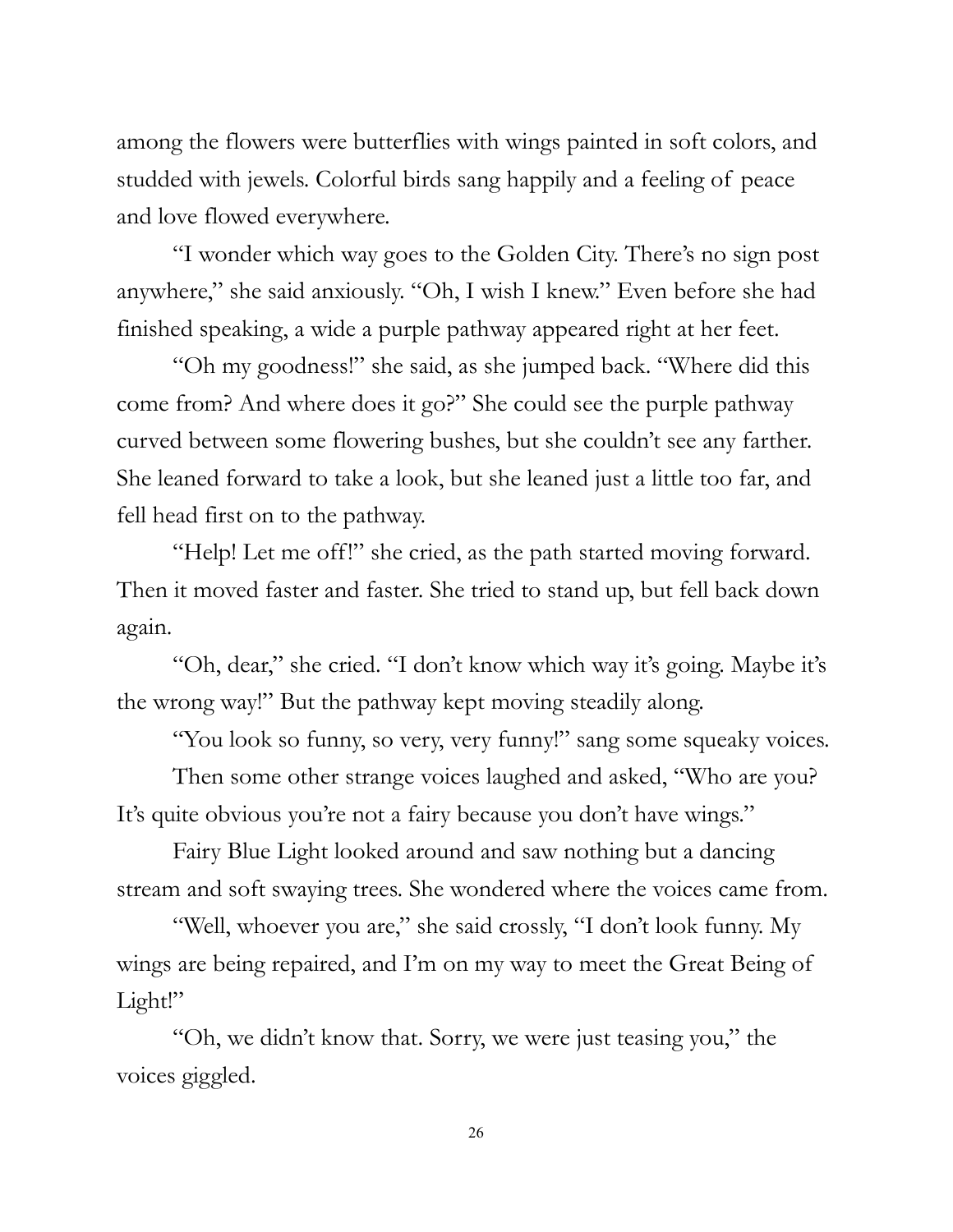among the flowers were butterflies with wings painted in soft colors, and studded with jewels. Colorful birds sang happily and a feeling of peace and love flowed everywhere.

"I wonder which way goes to the Golden City. There's no sign post anywhere," she said anxiously. "Oh, I wish I knew." Even before she had finished speaking, a wide a purple pathway appeared right at her feet.

"Oh my goodness!" she said, as she jumped back. "Where did this come from? And where does it go?" She could see the purple pathway curved between some flowering bushes, but she couldn't see any farther. She leaned forward to take a look, but she leaned just a little too far, and fell head first on to the pathway.

"Help! Let me off!" she cried, as the path started moving forward. Then it moved faster and faster. She tried to stand up, but fell back down again.

"Oh, dear," she cried. "I don't know which way it's going. Maybe it's the wrong way!" But the pathway kept moving steadily along.

"You look so funny, so very, very funny!" sang some squeaky voices.

Then some other strange voices laughed and asked, "Who are you? It's quite obvious you're not a fairy because you don't have wings."

Fairy Blue Light looked around and saw nothing but a dancing stream and soft swaying trees. She wondered where the voices came from.

"Well, whoever you are," she said crossly, "I don't look funny. My wings are being repaired, and I'm on my way to meet the Great Being of Light!"

"Oh, we didn't know that. Sorry, we were just teasing you," the voices giggled.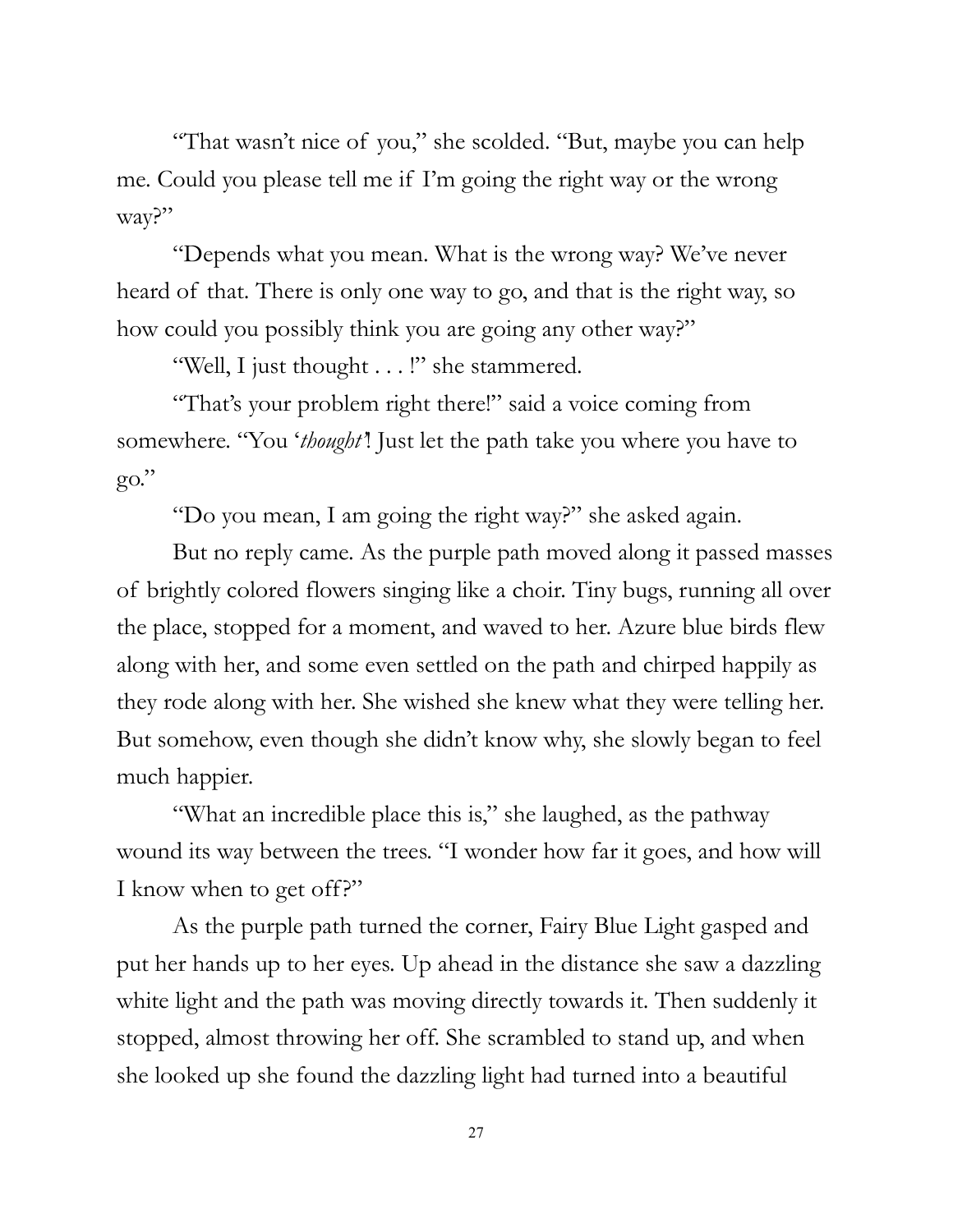"That wasn't nice of you," she scolded. "But, maybe you can help me. Could you please tell me if I'm going the right way or the wrong way?"

"Depends what you mean. What is the wrong way? We've never heard of that. There is only one way to go, and that is the right way, so how could you possibly think you are going any other way?"

"Well, I just thought . . . !" she stammered.

"That's your problem right there!" said a voice coming from somewhere. "You '*thought*'! Just let the path take you where you have to go."

"Do you mean, I am going the right way?" she asked again.

But no reply came. As the purple path moved along it passed masses of brightly colored flowers singing like a choir. Tiny bugs, running all over the place, stopped for a moment, and waved to her. Azure blue birds flew along with her, and some even settled on the path and chirped happily as they rode along with her. She wished she knew what they were telling her. But somehow, even though she didn't know why, she slowly began to feel much happier.

"What an incredible place this is," she laughed, as the pathway wound its way between the trees. "I wonder how far it goes, and how will I know when to get off?"

As the purple path turned the corner, Fairy Blue Light gasped and put her hands up to her eyes. Up ahead in the distance she saw a dazzling white light and the path was moving directly towards it. Then suddenly it stopped, almost throwing her off. She scrambled to stand up, and when she looked up she found the dazzling light had turned into a beautiful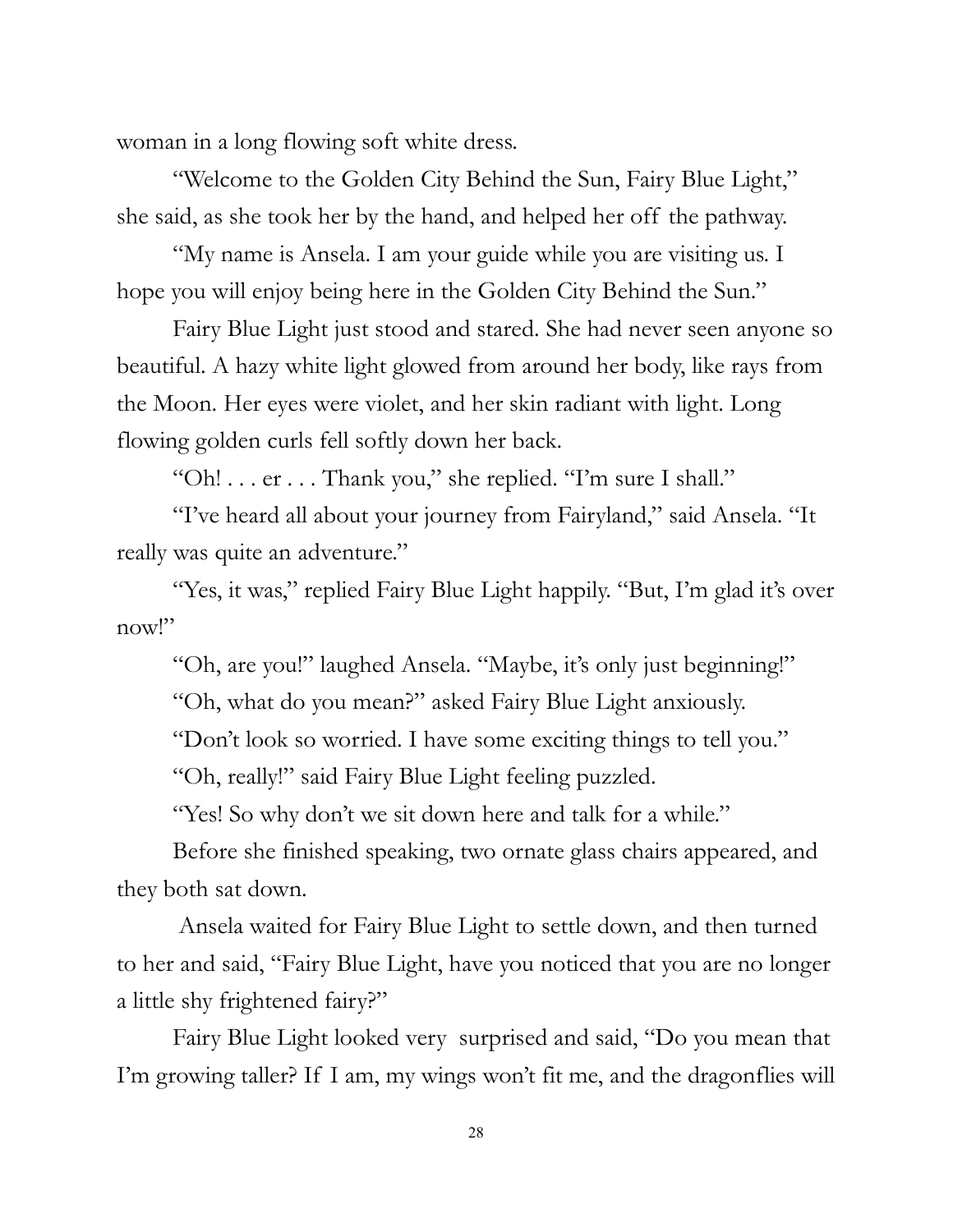woman in a long flowing soft white dress.

"Welcome to the Golden City Behind the Sun, Fairy Blue Light," she said, as she took her by the hand, and helped her off the pathway.

"My name is Ansela. I am your guide while you are visiting us. I hope you will enjoy being here in the Golden City Behind the Sun."

Fairy Blue Light just stood and stared. She had never seen anyone so beautiful. A hazy white light glowed from around her body, like rays from the Moon. Her eyes were violet, and her skin radiant with light. Long flowing golden curls fell softly down her back.

"Oh! . . . er . . . Thank you," she replied. "I'm sure I shall."

"I've heard all about your journey from Fairyland," said Ansela. "It really was quite an adventure."

"Yes, it was," replied Fairy Blue Light happily. "But, I'm glad it's over now!"

"Oh, are you!" laughed Ansela. "Maybe, it's only just beginning!"

"Oh, what do you mean?" asked Fairy Blue Light anxiously.

"Don't look so worried. I have some exciting things to tell you."

"Oh, really!" said Fairy Blue Light feeling puzzled.

"Yes! So why don't we sit down here and talk for a while."

Before she finished speaking, two ornate glass chairs appeared, and they both sat down.

Ansela waited for Fairy Blue Light to settle down, and then turned to her and said, "Fairy Blue Light, have you noticed that you are no longer a little shy frightened fairy?"

Fairy Blue Light looked very surprised and said, "Do you mean that I'm growing taller? If I am, my wings won't fit me, and the dragonflies will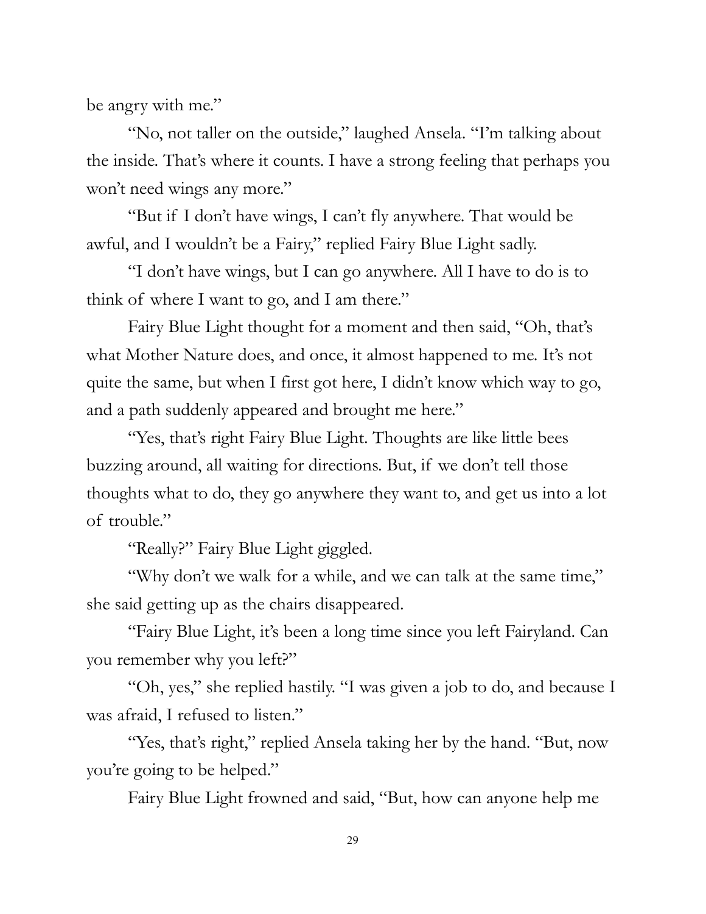be angry with me."

"No, not taller on the outside," laughed Ansela. "I'm talking about the inside. That's where it counts. I have a strong feeling that perhaps you won't need wings any more."

"But if I don't have wings, I can't fly anywhere. That would be awful, and I wouldn't be a Fairy," replied Fairy Blue Light sadly.

"I don't have wings, but I can go anywhere. All I have to do is to think of where I want to go, and I am there."

Fairy Blue Light thought for a moment and then said, "Oh, that's what Mother Nature does, and once, it almost happened to me. It's not quite the same, but when I first got here, I didn't know which way to go, and a path suddenly appeared and brought me here."

"Yes, that's right Fairy Blue Light. Thoughts are like little bees buzzing around, all waiting for directions. But, if we don't tell those thoughts what to do, they go anywhere they want to, and get us into a lot of trouble."

"Really?" Fairy Blue Light giggled.

"Why don't we walk for a while, and we can talk at the same time," she said getting up as the chairs disappeared.

"Fairy Blue Light, it's been a long time since you left Fairyland. Can you remember why you left?"

"Oh, yes," she replied hastily. "I was given a job to do, and because I was afraid, I refused to listen."

"Yes, that's right," replied Ansela taking her by the hand. "But, now you're going to be helped."

Fairy Blue Light frowned and said, "But, how can anyone help me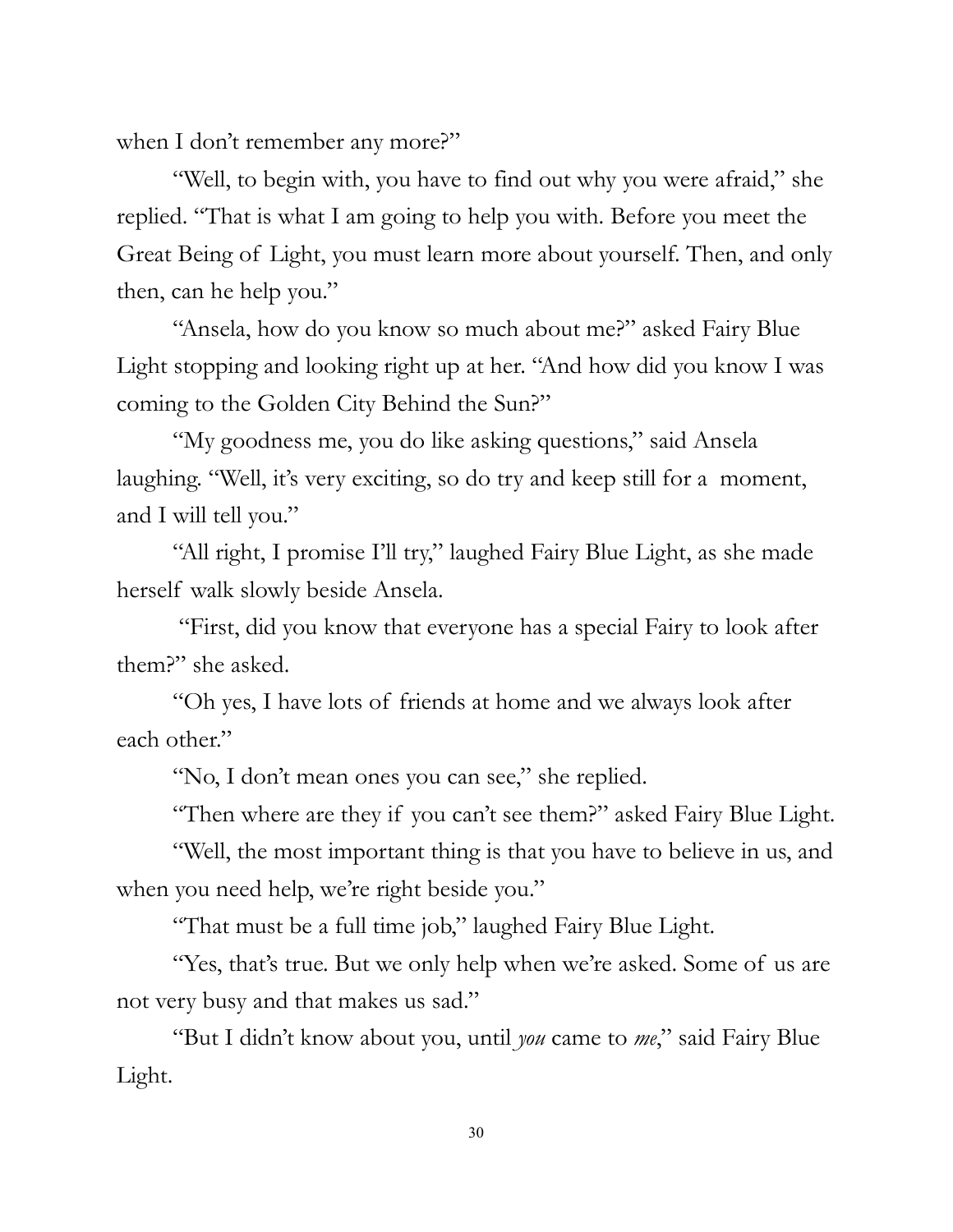when I don't remember any more?"

"Well, to begin with, you have to find out why you were afraid," she replied. "That is what I am going to help you with. Before you meet the Great Being of Light, you must learn more about yourself. Then, and only then, can he help you."

"Ansela, how do you know so much about me?" asked Fairy Blue Light stopping and looking right up at her. "And how did you know I was coming to the Golden City Behind the Sun?"

"My goodness me, you do like asking questions," said Ansela laughing. "Well, it's very exciting, so do try and keep still for a moment, and I will tell you."

"All right, I promise I'll try," laughed Fairy Blue Light, as she made herself walk slowly beside Ansela.

"First, did you know that everyone has a special Fairy to look after them?" she asked.

"Oh yes, I have lots of friends at home and we always look after each other."

"No, I don't mean ones you can see," she replied.

"Then where are they if you can't see them?" asked Fairy Blue Light.

"Well, the most important thing is that you have to believe in us, and when you need help, we're right beside you."

"That must be a full time job," laughed Fairy Blue Light.

"Yes, that's true. But we only help when we're asked. Some of us are not very busy and that makes us sad."

"But I didn't know about you, until *you* came to *me*," said Fairy Blue Light.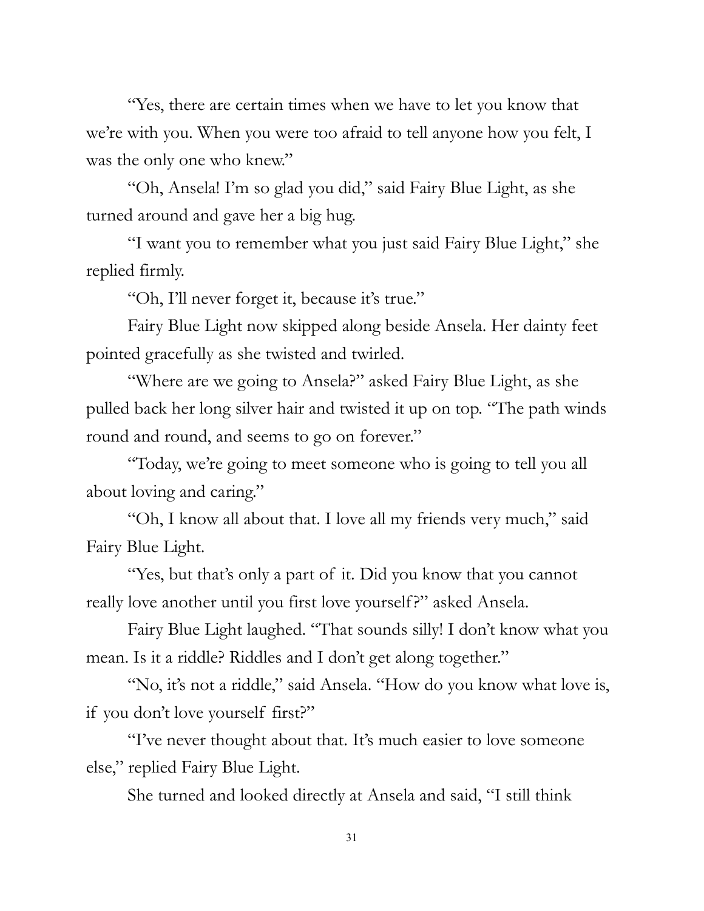"Yes, there are certain times when we have to let you know that we're with you. When you were too afraid to tell anyone how you felt, I was the only one who knew."

"Oh, Ansela! I'm so glad you did," said Fairy Blue Light, as she turned around and gave her a big hug.

"I want you to remember what you just said Fairy Blue Light," she replied firmly.

"Oh, I'll never forget it, because it's true."

Fairy Blue Light now skipped along beside Ansela. Her dainty feet pointed gracefully as she twisted and twirled.

"Where are we going to Ansela?" asked Fairy Blue Light, as she pulled back her long silver hair and twisted it up on top. "The path winds round and round, and seems to go on forever."

"Today, we're going to meet someone who is going to tell you all about loving and caring."

"Oh, I know all about that. I love all my friends very much," said Fairy Blue Light.

"Yes, but that's only a part of it. Did you know that you cannot really love another until you first love yourself?" asked Ansela.

Fairy Blue Light laughed. "That sounds silly! I don't know what you mean. Is it a riddle? Riddles and I don't get along together."

"No, it's not a riddle," said Ansela. "How do you know what love is, if you don't love yourself first?"

"I've never thought about that. It's much easier to love someone else," replied Fairy Blue Light.

She turned and looked directly at Ansela and said, "I still think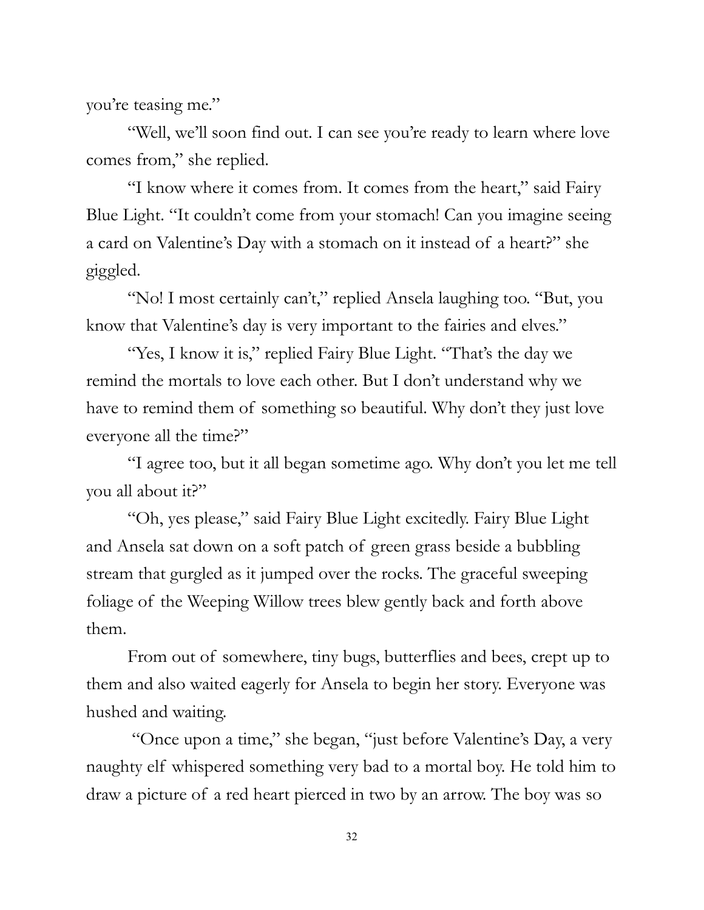you're teasing me."

"Well, we'll soon find out. I can see you're ready to learn where love comes from," she replied.

"I know where it comes from. It comes from the heart," said Fairy Blue Light. "It couldn't come from your stomach! Can you imagine seeing a card on Valentine's Day with a stomach on it instead of a heart?" she giggled.

"No! I most certainly can't," replied Ansela laughing too. "But, you know that Valentine's day is very important to the fairies and elves."

"Yes, I know it is," replied Fairy Blue Light. "That's the day we remind the mortals to love each other. But I don't understand why we have to remind them of something so beautiful. Why don't they just love everyone all the time?"

"I agree too, but it all began sometime ago. Why don't you let me tell you all about it?"

"Oh, yes please," said Fairy Blue Light excitedly. Fairy Blue Light and Ansela sat down on a soft patch of green grass beside a bubbling stream that gurgled as it jumped over the rocks. The graceful sweeping foliage of the Weeping Willow trees blew gently back and forth above them.

From out of somewhere, tiny bugs, butterflies and bees, crept up to them and also waited eagerly for Ansela to begin her story. Everyone was hushed and waiting.

"Once upon a time," she began, "just before Valentine's Day, a very naughty elf whispered something very bad to a mortal boy. He told him to draw a picture of a red heart pierced in two by an arrow. The boy was so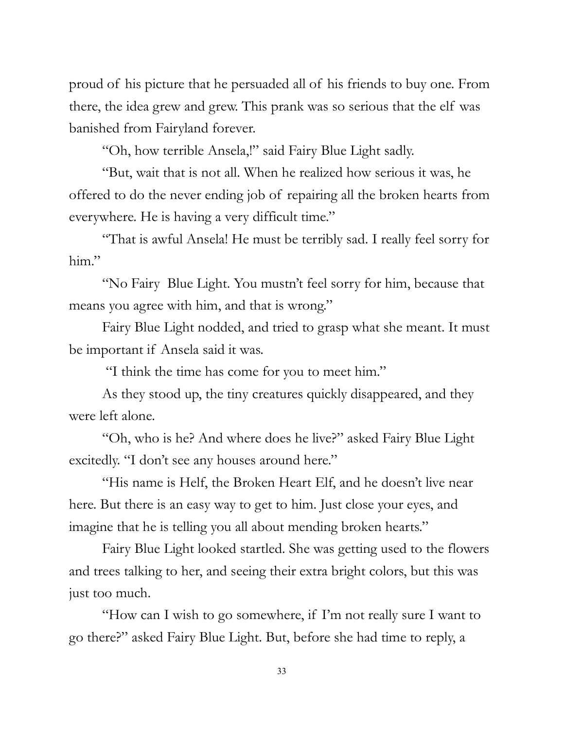proud of his picture that he persuaded all of his friends to buy one. From there, the idea grew and grew. This prank was so serious that the elf was banished from Fairyland forever.

"Oh, how terrible Ansela,!" said Fairy Blue Light sadly.

"But, wait that is not all. When he realized how serious it was, he offered to do the never ending job of repairing all the broken hearts from everywhere. He is having a very difficult time."

"That is awful Ansela! He must be terribly sad. I really feel sorry for him."

"No Fairy Blue Light. You mustn't feel sorry for him, because that means you agree with him, and that is wrong."

Fairy Blue Light nodded, and tried to grasp what she meant. It must be important if Ansela said it was.

"I think the time has come for you to meet him."

As they stood up, the tiny creatures quickly disappeared, and they were left alone.

"Oh, who is he? And where does he live?" asked Fairy Blue Light excitedly. "I don't see any houses around here."

"His name is Helf, the Broken Heart Elf, and he doesn't live near here. But there is an easy way to get to him. Just close your eyes, and imagine that he is telling you all about mending broken hearts."

Fairy Blue Light looked startled. She was getting used to the flowers and trees talking to her, and seeing their extra bright colors, but this was just too much.

"How can I wish to go somewhere, if I'm not really sure I want to go there?" asked Fairy Blue Light. But, before she had time to reply, a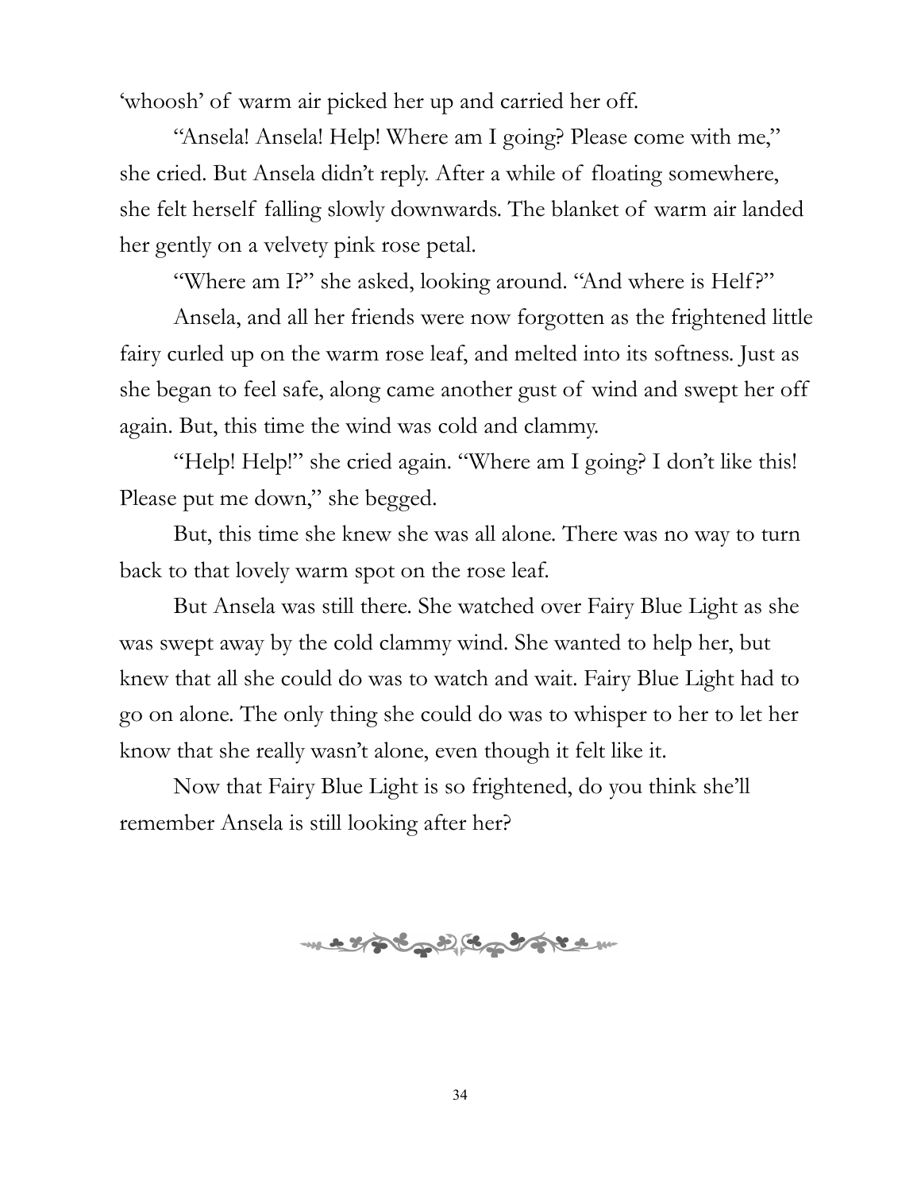'whoosh' of warm air picked her up and carried her off.

"Ansela! Ansela! Help! Where am I going? Please come with me," she cried. But Ansela didn't reply. After a while of floating somewhere, she felt herself falling slowly downwards. The blanket of warm air landed her gently on a velvety pink rose petal.

"Where am I?" she asked, looking around. "And where is Helf?"

Ansela, and all her friends were now forgotten as the frightened little fairy curled up on the warm rose leaf, and melted into its softness. Just as she began to feel safe, along came another gust of wind and swept her off again. But, this time the wind was cold and clammy.

"Help! Help!" she cried again. "Where am I going? I don't like this! Please put me down," she begged.

But, this time she knew she was all alone. There was no way to turn back to that lovely warm spot on the rose leaf.

But Ansela was still there. She watched over Fairy Blue Light as she was swept away by the cold clammy wind. She wanted to help her, but knew that all she could do was to watch and wait. Fairy Blue Light had to go on alone. The only thing she could do was to whisper to her to let her know that she really wasn't alone, even though it felt like it.

Now that Fairy Blue Light is so frightened, do you think she'll remember Ansela is still looking after her?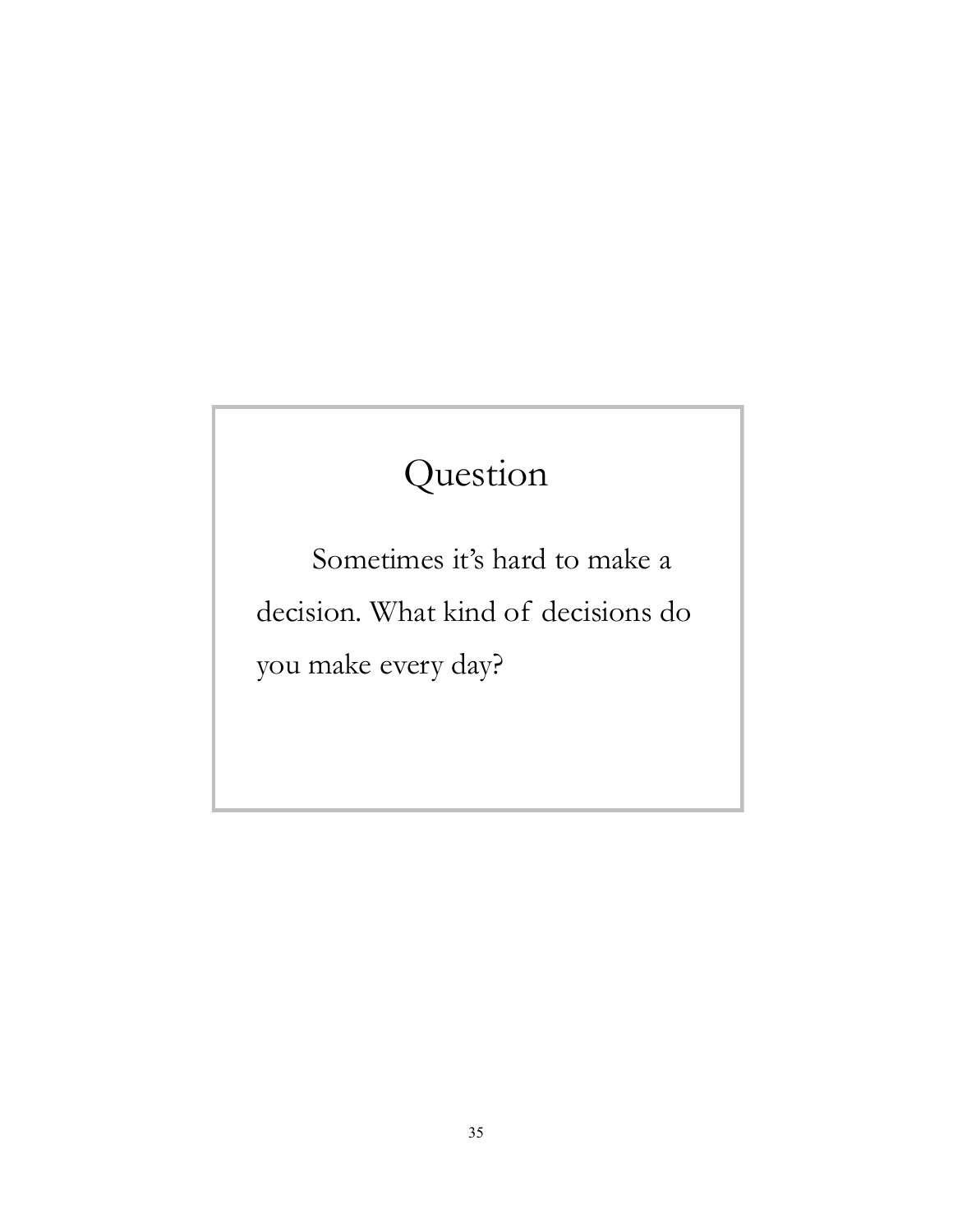## Question

Sometimes it's hard to make a decision. What kind of decisions do you make every day?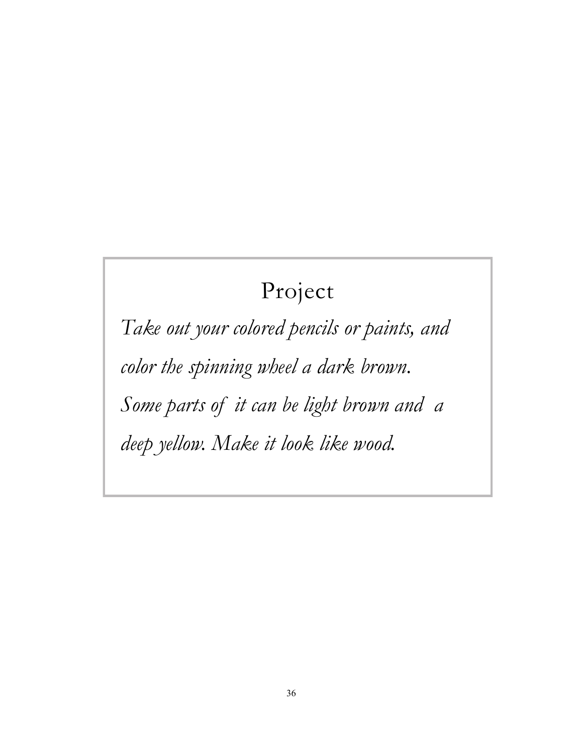## Project

*Take out your colored pencils or paints, and color the spinning wheel a dark brown. Some parts of it can be light brown and a deep yellow. Make it look like wood.*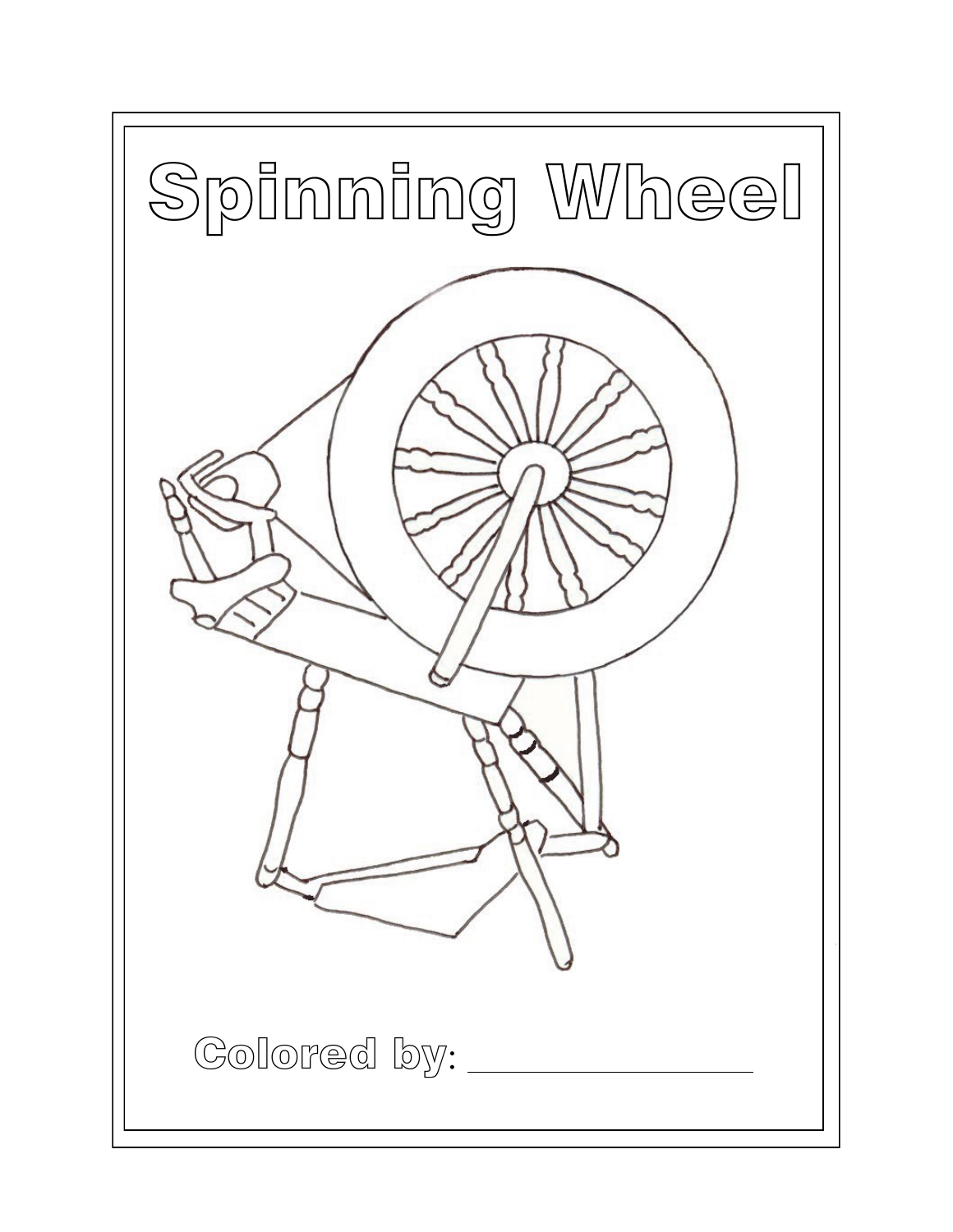# Spinning Wheel

Colored by: ________________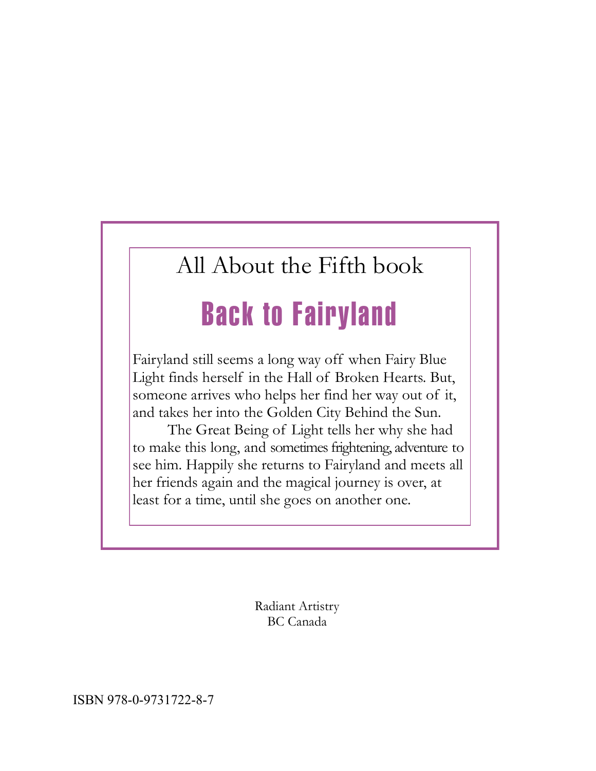All About the Fifth book

# Back to Fairyland

Fairyland still seems a long way off when Fairy Blue Light finds herself in the Hall of Broken Hearts. But, someone arrives who helps her find her way out of it, and takes her into the Golden City Behind the Sun.

The Great Being of Light tells her why she had to make this long, and sometimes frightening, adventure to see him. Happily she returns to Fairyland and meets all her friends again and the magical journey is over, at least for a time, until she goes on another one.

Radiant Artistry
BC Canada

ISBN 978-0-9731722-8-7